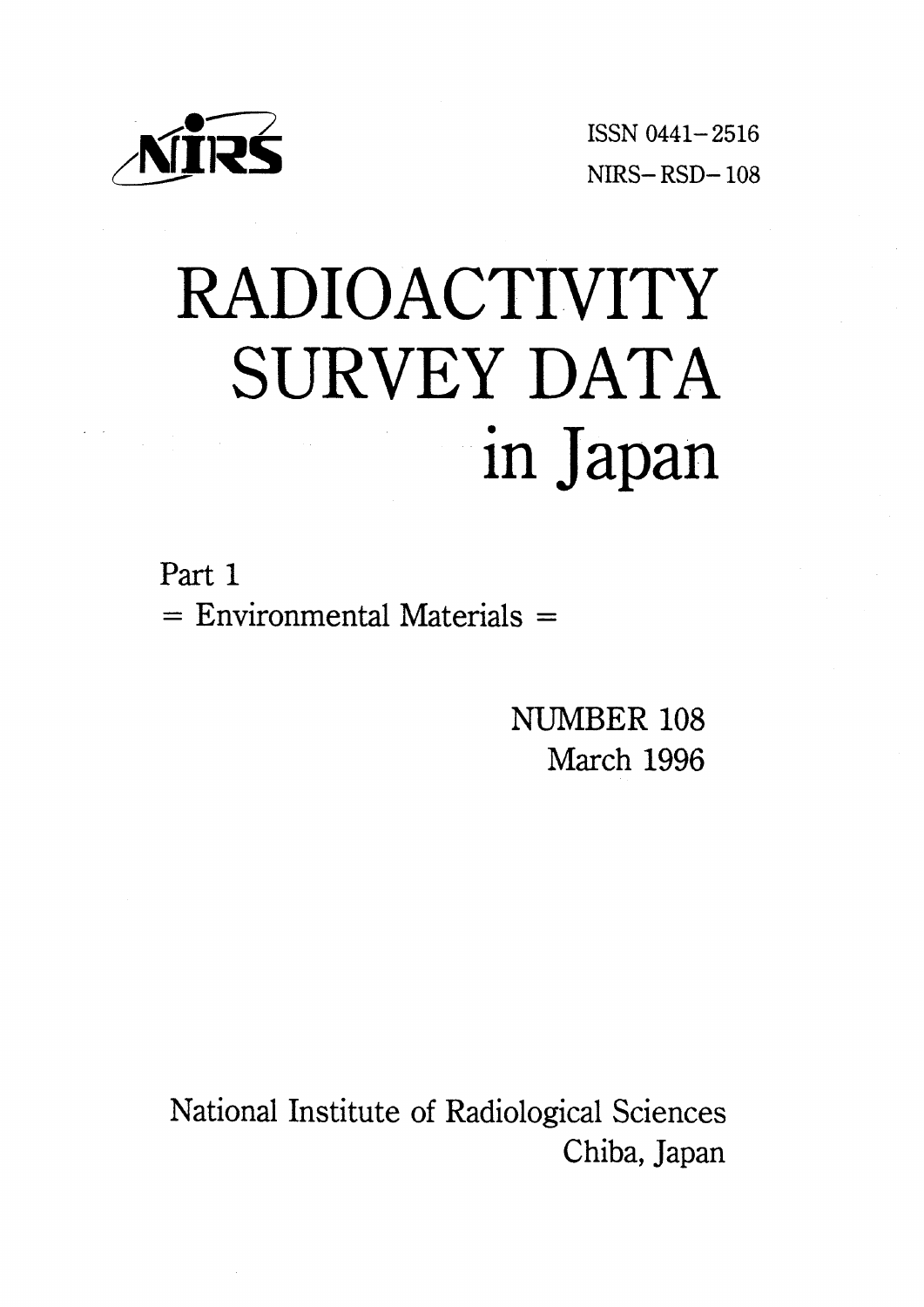NIRS

ISSN 0441-2516
NIRS-RSD-108

# RADIOACTIVITY SURVEY DATA in Japan

Part 1
= Environmental Materials =

NUMBER 108
March 1996

National Institute of Radiological Sciences
Chiba, Japan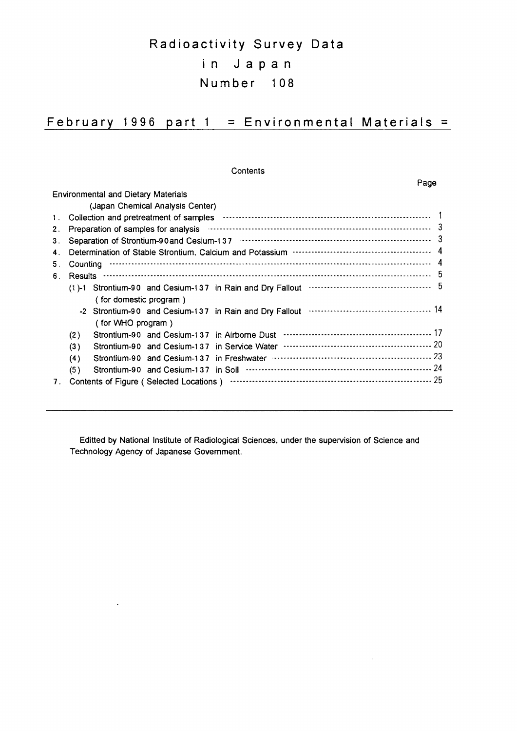# Radioactivity Survey Data in Japan Number 108

## February 1996 part 1 = Environmental Materials =

Contents

| | | Page |
|---|---|---|
| Environmental and Dietary Materials (Japan Chemical Analysis Center) | | |
| 1. | Collection and pretreatment of samples | 1 |
| 2. | Preparation of samples for analysis | 3 |
| 3. | Separation of Strontium-90 and Cesium-137 | 3 |
| 4. | Determination of Stable Strontium, Calcium and Potassium | 4 |
| 5. | Counting | 4 |
| 6. | Results | 5 |
| | (1)-1 Strontium-90 and Cesium-137 in Rain and Dry Fallout (for domestic program) | 5 |
| | -2 Strontium-90 and Cesium-137 in Rain and Dry Fallout (for WHO program) | 14 |
| | (2) Strontium-90 and Cesium-137 in Airborne Dust | 17 |
| | (3) Strontium-90 and Cesium-137 in Service Water | 20 |
| | (4) Strontium-90 and Cesium-137 in Freshwater | 23 |
| | (5) Strontium-90 and Cesium-137 in Soil | 24 |
| 7. | Contents of Figure (Selected Locations) | 25 |

---

Editted by National Institute of Radiological Sciences, under the supervision of Science and Technology Agency of Japanese Government.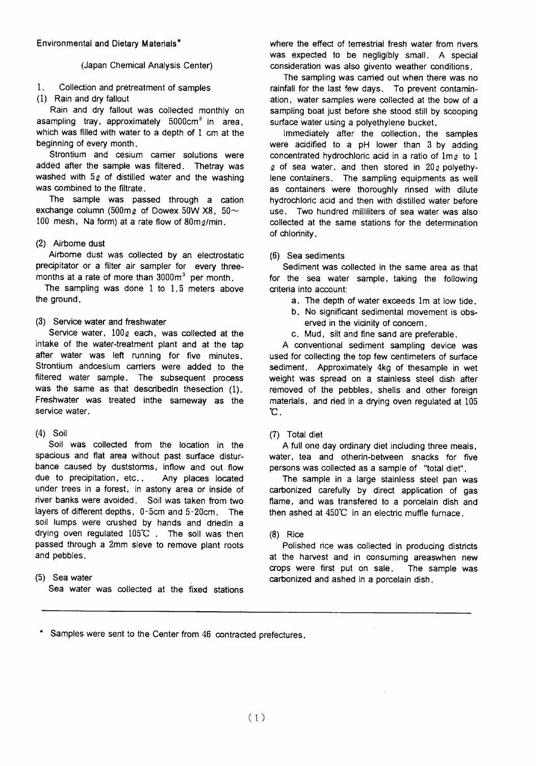Environmental and Dietary Materials*

(Japan Chemical Analysis Center)

1. Collection and pretreatment of samples

(1) Rain and dry fallout

Rain and dry fallout was collected monthly on asampling tray, approximately $5000cm^2$ in area, which was filled with water to a depth of 1 cm at the beginning of every month.

Strontium and cesium carrier solutions were added after the sample was filtered. Thetray was washed with 5ℓ of distilled water and the washing was combined to the filtrate.

The sample was passed through a cation exchange column (500mℓ of Dowex 50W X8, 50～100 mesh, Na form) at a rate flow of 80mℓ/min.

(2) Airborne dust

Airborne dust was collected by an electrostatic precipitator or a filter air sampler for every three-months at a rate of more than $3000m^3$ per month.

The sampling was done 1 to 1.5 meters above the ground.

(3) Service water and freshwater

Service water, 100ℓ each, was collected at the intake of the water-treatment plant and at the tap after water was left running for five minutes. Strontium andcesium carriers were added to the filtered water sample. The subsequent process was the same as that describedin thesection (1). Freshwater was treated inthe sameway as the service water.

(4) Soil

Soil was collected from the location in the spacious and flat area without past surface disturbance caused by duststorms, inflow and out flow due to precipitation, etc.. Any places located under trees in a forest, in astony area or inside of river banks were avoided. Soil was taken from two layers of different depths, 0-5cm and 5-20cm. The soil lumps were crushed by hands and driedin a drying oven regulated 105℃ . The soil was then passed through a 2mm sieve to remove plant roots and pebbles.

(5) Sea water

Sea water was collected at the fixed stations where the effect of terrestrial fresh water from rivers was expected to be negligibly small. A special consideration was also givento weather conditions.

The sampling was carried out when there was no rainfall for the last few days. To prevent contamination, water samples were collected at the bow of a sampling boat just before she stood still by scooping surface water using a polyethylene bucket.

Immediately after the collection, the samples were acidified to a pH lower than 3 by adding concentrated hydrochloric acid in a ratio of 1mℓ to 1 ℓ of sea water, and then stored in 20ℓ polyethylene containers. The sampling equipments as well as containers were thoroughly rinsed with dilute hydrochloric acid and then with distilled water before use. Two hundred milliliters of sea water was also collected at the same stations for the determination of chlorinity.

(6) Sea sediments

Sediment was collected in the same area as that for the sea water sample, taking the following criteria into account:

a. The depth of water exceeds 1m at low tide.
b. No significant sedimental movement is observed in the vicinity of concern.
c. Mud, silt and fine sand are preferable.

A conventional sediment sampling device was used for collecting the top few centimeters of surface sediment. Approximately 4kg of thesample in wet weight was spread on a stainless steel dish after removed of the pebbles, shells and other foreign materials, and ried in a drying oven regulated at 105 ℃.

(7) Total diet

A full one day ordinary diet including three meals, water, tea and otherin-between snacks for five persons was collected as a sample of "total diet".

The sample in a large stainless steel pan was carbonized carefully by direct application of gas flame, and was transfered to a porcelain dish and then ashed at 450℃ in an electric muffle furnace.

(8) Rice

Polished rice was collected in producing districts at the harvest and in consuming areaswhen new crops were first put on sale. The sample was carbonized and ashed in a porcelain dish.

---

* Samples were sent to the Center from 46 contracted prefectures.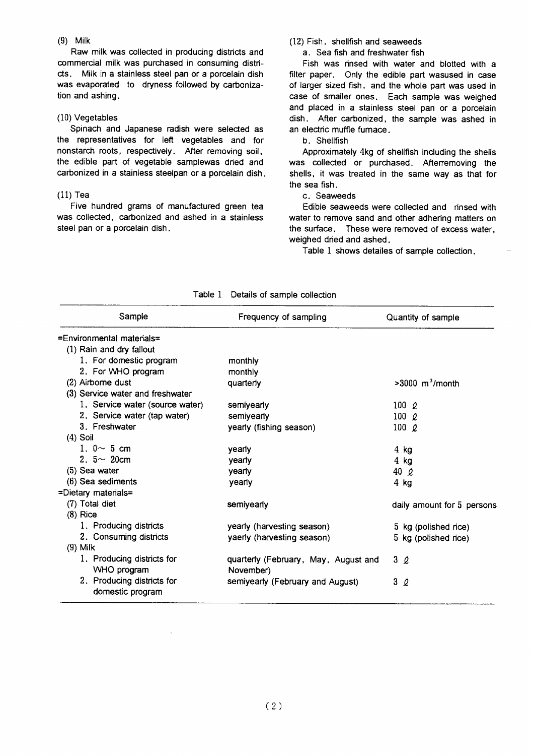### (9) Milk

Raw milk was collected in producing districts and commercial milk was purchased in consuming districts. Milk in a stainless steel pan or a porcelain dish was evaporated to dryness followed by carbonization and ashing.

### (10) Vegetables

Spinach and Japanese radish were selected as the representatives for left vegetables and for nonstarch roots, respectively. After removing soil, the edible part of vegetable samplewas dried and carbonized in a stainless steelpan or a porcelain dish.

### (11) Tea

Five hundred grams of manufactured green tea was collected, carbonized and ashed in a stainless steel pan or a porcelain dish.

### (12) Fish, shellfish and seaweeds

a. Sea fish and freshwater fish

Fish was rinsed with water and blotted with a filter paper. Only the edible part wasused in case of larger sized fish, and the whole part was used in case of smaller ones. Each sample was weighed and placed in a stainless steel pan or a porcelain dish. After carbonized, the sample was ashed in an electric muffle furnace.

b. Shellfish

Approximately 4kg of shellfish including the shells was collected or purchased. Afterremoving the shells, it was treated in the same way as that for the sea fish.

c. Seaweeds

Edible seaweeds were collected and rinsed with water to remove sand and other adhering matters on the surface. These were removed of excess water, weighed dried and ashed.

Table 1 shows detailes of sample collection.

Table 1 Details of sample collection

| Sample | Frequency of sampling | Quantity of sample |
|---|---|---|
| =Environmental materials= | | |
| (1) Rain and dry fallout | | |
| 1. For domestic program | monthly | |
| 2. For WHO program | monthly | |
| (2) Airborne dust | quarterly | >3000 $m^3$/month |
| (3) Service water and freshwater | | |
| 1. Service water (source water) | semiyearly | 100 ℓ |
| 2. Service water (tap water) | semiyearly | 100 ℓ |
| 3. Freshwater | yearly (fishing season) | 100 ℓ |
| (4) Soil | | |
| 1. 0～ 5 cm | yearly | 4 kg |
| 2. 5～ 20cm | yearly | 4 kg |
| (5) Sea water | yearly | 40 ℓ |
| (6) Sea sediments | yearly | 4 kg |
| =Dietary materials= | | |
| (7) Total diet | semiyearly | daily amount for 5 persons |
| (8) Rice | | |
| 1. Producing districts | yearly (harvesting season) | 5 kg (polished rice) |
| 2. Consuming districts | yaerly (harvesting season) | 5 kg (polished rice) |
| (9) Milk | | |
| 1. Producing districts for WHO program | quarterly (February, May, August and November) | 3 ℓ |
| 2. Producing districts for domestic program | semiyearly (February and August) | 3 ℓ |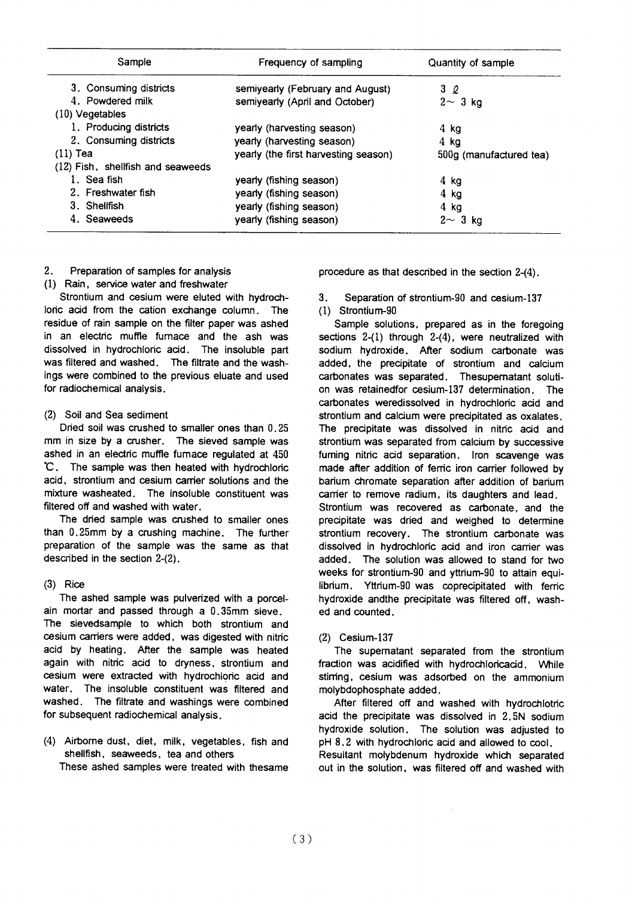| Sample | Frequency of sampling | Quantity of sample |
|---|---|---|
| 3. Consuming districts | semiyearly (February and August) | 3 ℓ |
| 4. Powdered milk | semiyearly (April and October) | 2～ 3 kg |
| (10) Vegetables | | |
| 1. Producing districts | yearly (harvesting season) | 4 kg |
| 2. Consuming districts | yearly (harvesting season) | 4 kg |
| (11) Tea | yearly (the first harvesting season) | 500g (manufactured tea) |
| (12) Fish, shellfish and seaweeds | | |
| 1. Sea fish | yearly (fishing season) | 4 kg |
| 2. Freshwater fish | yearly (fishing season) | 4 kg |
| 3. Shellfish | yearly (fishing season) | 4 kg |
| 4. Seaweeds | yearly (fishing season) | 2～ 3 kg |

## 2. Preparation of samples for analysis

### (1) Rain, service water and freshwater

Strontium and cesium were eluted with hydrochloric acid from the cation exchange column. The residue of rain sample on the filter paper was ashed in an electric muffle furnace and the ash was dissolved in hydrochloric acid. The insoluble part was filtered and washed. The filtrate and the washings were combined to the previous eluate and used for radiochemical analysis.

### (2) Soil and Sea sediment

Dried soil was crushed to smaller ones than 0.25 mm in size by a crusher. The sieved sample was ashed in an electric muffle furnace regulated at 450 ℃. The sample was then heated with hydrochloric acid, strontium and cesium carrier solutions and the mixture washeated. The insoluble constituent was filtered off and washed with water.

The dried sample was crushed to smaller ones than 0.25mm by a crushing machine. The further preparation of the sample was the same as that described in the section 2-(2).

### (3) Rice

The ashed sample was pulverized with a porcelain mortar and passed through a 0.35mm sieve. The sievedsample to which both strontium and cesium carriers were added, was digested with nitric acid by heating. After the sample was heated again with nitric acid to dryness, strontium and cesium were extracted with hydrochloric acid and water. The insoluble constituent was filtered and washed. The filtrate and washings were combined for subsequent radiochemical analysis.

### (4) Airborne dust, diet, milk, vegetables, fish and shellfish, seaweeds, tea and others

These ashed samples were treated with thesame procedure as that described in the section 2-(4).

## 3. Separation of strontium-90 and cesium-137

### (1) Strontium-90

Sample solutions, prepared as in the foregoing sections 2-(1) through 2-(4), were neutralized with sodium hydroxide. After sodium carbonate was added, the precipitate of strontium and calcium carbonates was separated. Thesupernatant solution was retainedfor cesium-137 determination. The carbonates weredissolved in hydrochloric acid and strontium and calcium were precipitated as oxalates. The precipitate was dissolved in nitric acid and strontium was separated from calcium by successive fuming nitric acid separation. Iron scavenge was made after addition of ferric iron carrier followed by barium chromate separation after addition of barium carrier to remove radium, its daughters and lead. Strontium was recovered as carbonate, and the precipitate was dried and weighed to determine strontium recovery. The strontium carbonate was dissolved in hydrochloric acid and iron carrier was added. The solution was allowed to stand for two weeks for strontium-90 and yttrium-90 to attain equilibrium. Yttrium-90 was coprecipitated with ferric hydroxide andthe precipitate was filtered off, washed and counted.

### (2) Cesium-137

The supernatant separated from the strontium fraction was acidified with hydrochloricacid. While stirring, cesium was adsorbed on the ammonium molybdophosphate added.

After filtered off and washed with hydrochlotric acid the precipitate was dissolved in 2.5N sodium hydroxide solution. The solution was adjusted to pH 8.2 with hydrochloric acid and allowed to cool. Resultant molybdenum hydroxide which separated out in the solution, was filtered off and washed with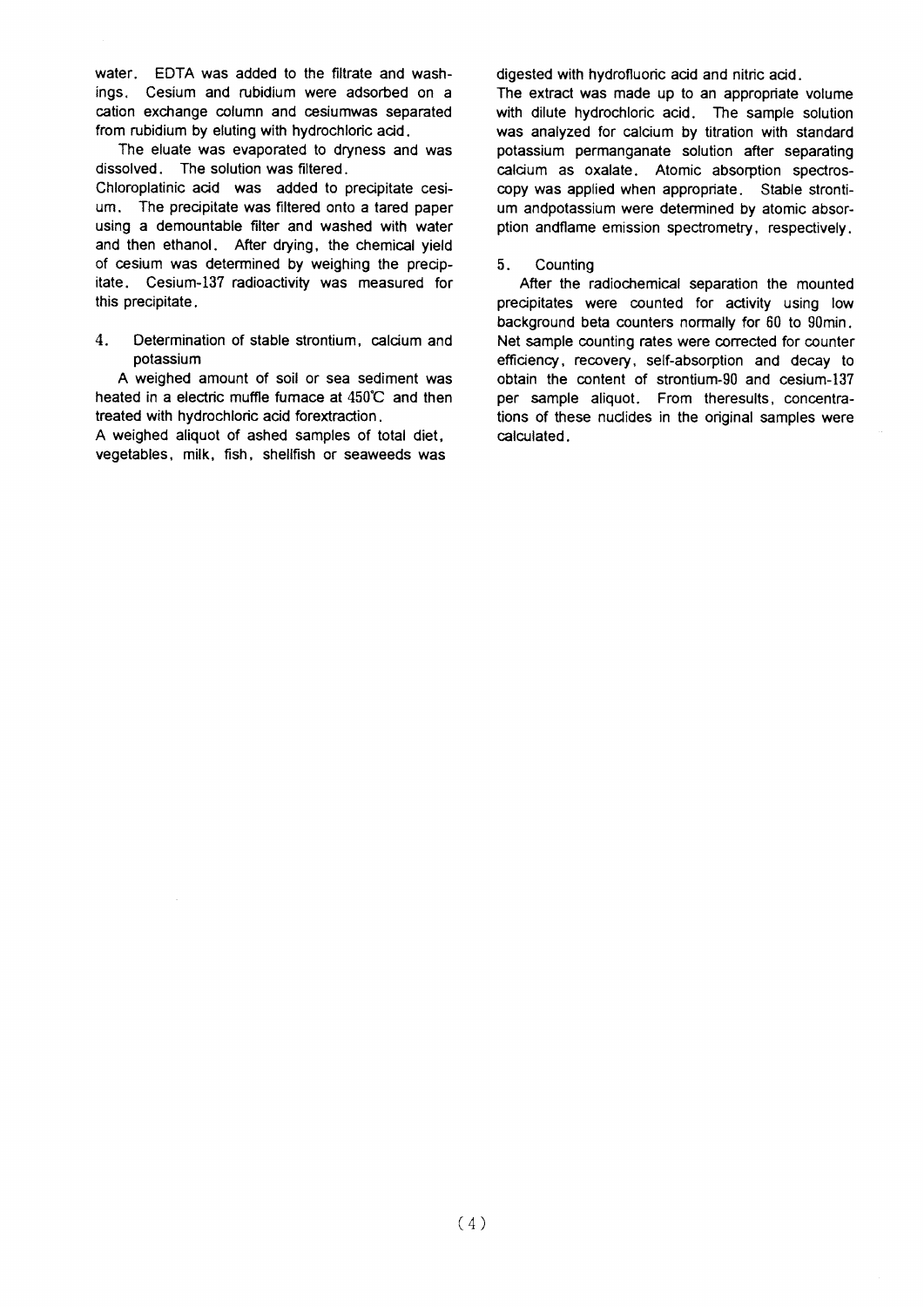water. EDTA was added to the filtrate and washings. Cesium and rubidium were adsorbed on a cation exchange column and cesiumwas separated from rubidium by eluting with hydrochloric acid.

The eluate was evaporated to dryness and was dissolved. The solution was filtered.

Chloroplatinic acid was added to precipitate cesium. The precipitate was filtered onto a tared paper using a demountable filter and washed with water and then ethanol. After drying, the chemical yield of cesium was determined by weighing the precipitate. Cesium-137 radioactivity was measured for this precipitate.

4. Determination of stable strontium, calcium and potassium

A weighed amount of soil or sea sediment was heated in a electric muffle furnace at 450℃ and then treated with hydrochloric acid forextraction.

A weighed aliquot of ashed samples of total diet, vegetables, milk, fish, shellfish or seaweeds was digested with hydrofluoric acid and nitric acid.

The extract was made up to an appropriate volume with dilute hydrochloric acid. The sample solution was analyzed for calcium by titration with standard potassium permanganate solution after separating calcium as oxalate. Atomic absorption spectroscopy was applied when appropriate. Stable strontium andpotassium were determined by atomic absorption andflame emission spectrometry, respectively.

5. Counting

After the radiochemical separation the mounted precipitates were counted for activity using low background beta counters normally for 60 to 90min. Net sample counting rates were corrected for counter efficiency, recovery, self-absorption and decay to obtain the content of strontium-90 and cesium-137 per sample aliquot. From theresults, concentrations of these nuclides in the original samples were calculated.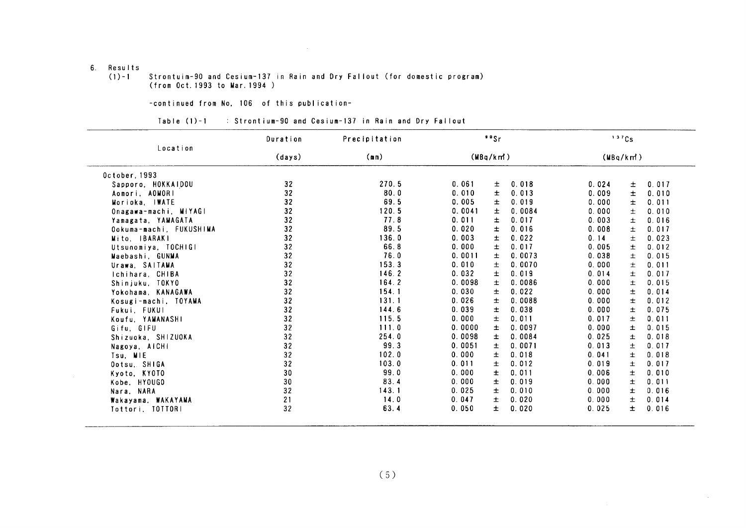6. Results

(1)-1 Strontuim-90 and Cesium-137 in Rain and Dry Fallout (for domestic program) (from Oct. 1993 to Mar. 1994 )

-continued from No. 106 of this publication-

Table (1)-1 : Strontium-90 and Cesium-137 in Rain and Dry Fallout

| Location | Duration (days) | Precipitation (mm) | $^{90}Sr$ (MBq/km²) | $^{137}Cs$ (MBq/km²) |
|---|---|---|---|---|
| October, 1993 | | | | |
| Sapporo, HOKKAIDOU | 32 | 270.5 | 0.061 ± 0.018 | 0.024 ± 0.017 |
| Aomori, AOMORI | 32 | 80.0 | 0.010 ± 0.013 | 0.009 ± 0.010 |
| Morioka, IWATE | 32 | 69.5 | 0.005 ± 0.019 | 0.000 ± 0.011 |
| Onagawa-machi, MIYAGI | 32 | 120.5 | 0.0041 ± 0.0084 | 0.000 ± 0.010 |
| Yamagata, YAMAGATA | 32 | 77.8 | 0.011 ± 0.017 | 0.003 ± 0.016 |
| Ookuma-machi, FUKUSHIMA | 32 | 89.5 | 0.020 ± 0.016 | 0.008 ± 0.017 |
| Mito, IBARAKI | 32 | 136.0 | 0.003 ± 0.022 | 0.14 ± 0.023 |
| Utsunomiya, TOCHIGI | 32 | 66.8 | 0.000 ± 0.017 | 0.005 ± 0.012 |
| Maebashi, GUNMA | 32 | 76.0 | 0.0011 ± 0.0073 | 0.038 ± 0.015 |
| Urawa, SAITAMA | 32 | 153.3 | 0.010 ± 0.0070 | 0.000 ± 0.011 |
| Ichihara, CHIBA | 32 | 146.2 | 0.032 ± 0.019 | 0.014 ± 0.017 |
| Shinjuku, TOKYO | 32 | 164.2 | 0.0098 ± 0.0086 | 0.000 ± 0.015 |
| Yokohama, KANAGAWA | 32 | 154.1 | 0.030 ± 0.022 | 0.000 ± 0.014 |
| Kosugi-machi, TOYAMA | 32 | 131.1 | 0.026 ± 0.0088 | 0.000 ± 0.012 |
| Fukui, FUKUI | 32 | 144.6 | 0.039 ± 0.038 | 0.000 ± 0.075 |
| Koufu, YAMANASHI | 32 | 115.5 | 0.000 ± 0.011 | 0.017 ± 0.011 |
| Gifu, GIFU | 32 | 111.0 | 0.0000 ± 0.0097 | 0.000 ± 0.015 |
| Shizuoka, SHIZUOKA | 32 | 254.0 | 0.0098 ± 0.0084 | 0.025 ± 0.018 |
| Nagoya, AICHI | 32 | 99.3 | 0.0051 ± 0.0071 | 0.013 ± 0.017 |
| Tsu, MIE | 32 | 102.0 | 0.000 ± 0.018 | 0.041 ± 0.018 |
| Ootsu, SHIGA | 32 | 103.0 | 0.011 ± 0.012 | 0.019 ± 0.017 |
| Kyoto, KYOTO | 30 | 99.0 | 0.000 ± 0.011 | 0.006 ± 0.010 |
| Kobe, HYOUGO | 30 | 83.4 | 0.000 ± 0.019 | 0.000 ± 0.011 |
| Nara, NARA | 32 | 143.1 | 0.025 ± 0.010 | 0.000 ± 0.016 |
| Wakayama, WAKAYAMA | 21 | 14.0 | 0.047 ± 0.020 | 0.000 ± 0.014 |
| Tottori, TOTTORI | 32 | 63.4 | 0.050 ± 0.020 | 0.025 ± 0.016 |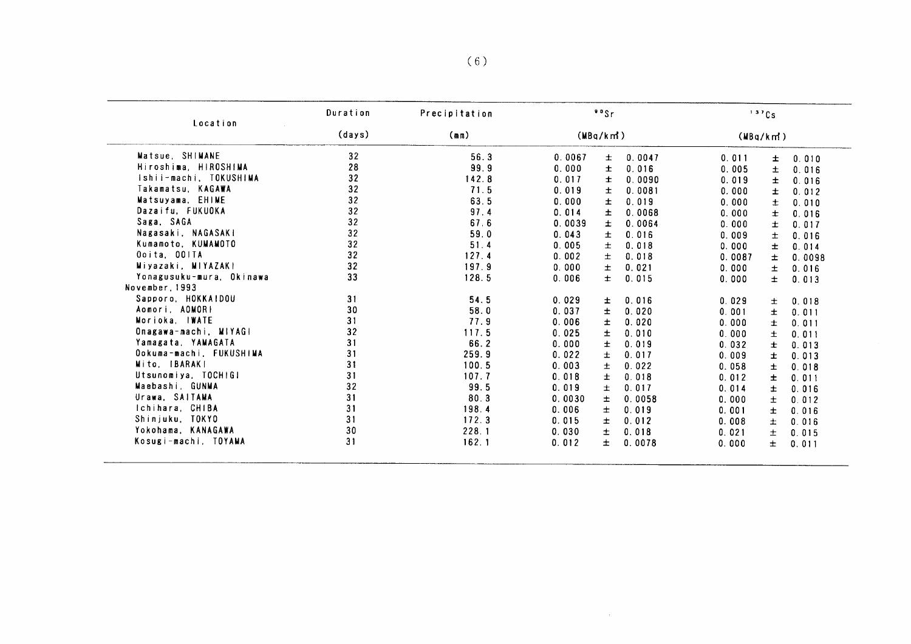| Location | Duration (days) | Precipitation (mm) | $^{90}Sr$ (MBq/km²) | $^{137}Cs$ (MBq/km²) |
|---|---|---|---|---|
| Matsue, SHIMANE | 32 | 56.3 | 0.0067 ± 0.0047 | 0.011 ± 0.010 |
| Hiroshima, HIROSHIMA | 28 | 99.9 | 0.000 ± 0.016 | 0.005 ± 0.016 |
| Ishii-machi, TOKUSHIMA | 32 | 142.8 | 0.017 ± 0.0090 | 0.019 ± 0.016 |
| Takamatsu, KAGAWA | 32 | 71.5 | 0.019 ± 0.0081 | 0.000 ± 0.012 |
| Matsuyama, EHIME | 32 | 63.5 | 0.000 ± 0.019 | 0.000 ± 0.010 |
| Dazaifu, FUKUOKA | 32 | 97.4 | 0.014 ± 0.0068 | 0.000 ± 0.016 |
| Saga, SAGA | 32 | 67.6 | 0.0039 ± 0.0064 | 0.000 ± 0.017 |
| Nagasaki, NAGASAKI | 32 | 59.0 | 0.043 ± 0.016 | 0.009 ± 0.016 |
| Kumamoto, KUMAMOTO | 32 | 51.4 | 0.005 ± 0.018 | 0.000 ± 0.014 |
| Ooita, OOITA | 32 | 127.4 | 0.002 ± 0.018 | 0.0087 ± 0.0098 |
| Miyazaki, MIYAZAKI | 32 | 197.9 | 0.000 ± 0.021 | 0.000 ± 0.016 |
| Yonagusuku-mura, Okinawa | 33 | 128.5 | 0.006 ± 0.015 | 0.000 ± 0.013 |
| November, 1993 | | | | |
| Sapporo, HOKKAIDOU | 31 | 54.5 | 0.029 ± 0.016 | 0.029 ± 0.018 |
| Aomori, AOMORI | 30 | 58.0 | 0.037 ± 0.020 | 0.001 ± 0.011 |
| Morioka, IWATE | 31 | 77.9 | 0.006 ± 0.020 | 0.000 ± 0.011 |
| Onagawa-machi, MIYAGI | 32 | 117.5 | 0.025 ± 0.010 | 0.000 ± 0.011 |
| Yamagata, YAMAGATA | 31 | 66.2 | 0.000 ± 0.019 | 0.032 ± 0.013 |
| Ookuma-machi, FUKUSHIMA | 31 | 259.9 | 0.022 ± 0.017 | 0.009 ± 0.013 |
| Mito, IBARAKI | 31 | 100.5 | 0.003 ± 0.022 | 0.058 ± 0.018 |
| Utsunomiya, TOCHIGI | 31 | 107.7 | 0.018 ± 0.018 | 0.012 ± 0.011 |
| Maebashi, GUNMA | 32 | 99.5 | 0.019 ± 0.017 | 0.014 ± 0.016 |
| Urawa, SAITAMA | 31 | 80.3 | 0.0030 ± 0.0058 | 0.000 ± 0.012 |
| Ichihara, CHIBA | 31 | 198.4 | 0.006 ± 0.019 | 0.001 ± 0.016 |
| Shinjuku, TOKYO | 31 | 172.3 | 0.015 ± 0.012 | 0.008 ± 0.016 |
| Yokohama, KANAGAWA | 30 | 228.1 | 0.030 ± 0.018 | 0.021 ± 0.015 |
| Kosugi-machi, TOYAMA | 31 | 162.1 | 0.012 ± 0.0078 | 0.000 ± 0.011 |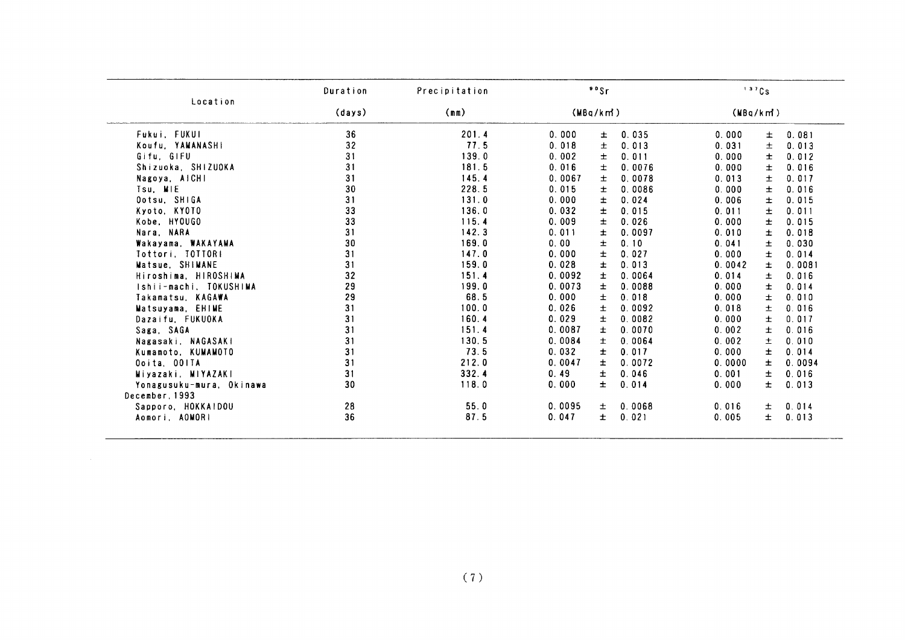| Location | Duration | Precipitation | $^{90}Sr$ | $^{137}Cs$ |
|---|---|---|---|---|
| | (days) | (mm) | (MBq/km²) | (MBq/km²) |
| Fukui, FUKUI | 36 | 201.4 | 0.000 ± 0.035 | 0.000 ± 0.081 |
| Koufu, YAMANASHI | 32 | 77.5 | 0.018 ± 0.013 | 0.031 ± 0.013 |
| Gifu, GIFU | 31 | 139.0 | 0.002 ± 0.011 | 0.000 ± 0.012 |
| Shizuoka, SHIZUOKA | 31 | 181.5 | 0.016 ± 0.0076 | 0.000 ± 0.016 |
| Nagoya, AICHI | 31 | 145.4 | 0.0067 ± 0.0078 | 0.013 ± 0.017 |
| Tsu, MIE | 30 | 228.5 | 0.015 ± 0.0086 | 0.000 ± 0.016 |
| Ootsu, SHIGA | 31 | 131.0 | 0.000 ± 0.024 | 0.006 ± 0.015 |
| Kyoto, KYOTO | 33 | 136.0 | 0.032 ± 0.015 | 0.011 ± 0.011 |
| Kobe, HYOUGO | 33 | 115.4 | 0.009 ± 0.026 | 0.000 ± 0.015 |
| Nara, NARA | 31 | 142.3 | 0.011 ± 0.0097 | 0.010 ± 0.018 |
| Wakayama, WAKAYAMA | 30 | 169.0 | 0.00 ± 0.10 | 0.041 ± 0.030 |
| Tottori, TOTTORI | 31 | 147.0 | 0.000 ± 0.027 | 0.000 ± 0.014 |
| Matsue, SHIMANE | 31 | 159.0 | 0.028 ± 0.013 | 0.0042 ± 0.0081 |
| Hiroshima, HIROSHIMA | 32 | 151.4 | 0.0092 ± 0.0064 | 0.014 ± 0.016 |
| Ishii-machi, TOKUSHIMA | 29 | 199.0 | 0.0073 ± 0.0088 | 0.000 ± 0.014 |
| Takamatsu, KAGAWA | 29 | 68.5 | 0.000 ± 0.018 | 0.000 ± 0.010 |
| Matsuyama, EHIME | 31 | 100.0 | 0.026 ± 0.0092 | 0.018 ± 0.016 |
| Dazaifu, FUKUOKA | 31 | 160.4 | 0.029 ± 0.0082 | 0.000 ± 0.017 |
| Saga, SAGA | 31 | 151.4 | 0.0087 ± 0.0070 | 0.002 ± 0.016 |
| Nagasaki, NAGASAKI | 31 | 130.5 | 0.0084 ± 0.0064 | 0.002 ± 0.010 |
| Kumamoto, KUMAMOTO | 31 | 73.5 | 0.032 ± 0.017 | 0.000 ± 0.014 |
| Ooita, OOITA | 31 | 212.0 | 0.0047 ± 0.0072 | 0.0000 ± 0.0094 |
| Miyazaki, MIYAZAKI | 31 | 332.4 | 0.49 ± 0.046 | 0.001 ± 0.016 |
| Yonagusuku-mura, Okinawa | 30 | 118.0 | 0.000 ± 0.014 | 0.000 ± 0.013 |
| December, 1993 | | | | |
| Sapporo, HOKKAIDOU | 28 | 55.0 | 0.0095 ± 0.0068 | 0.016 ± 0.014 |
| Aomori, AOMORI | 36 | 87.5 | 0.047 ± 0.021 | 0.005 ± 0.013 |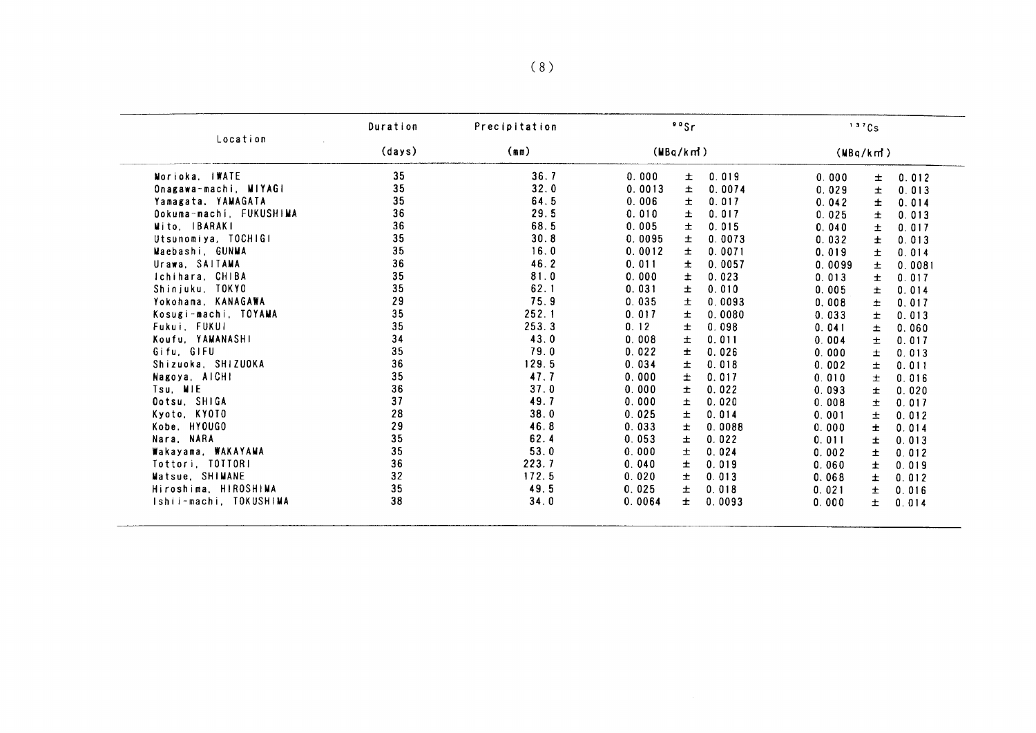| Location | Duration (days) | Precipitation (mm) | $^{90}Sr$ (MBq/km²) | $^{137}Cs$ (MBq/km²) |
|---|---|---|---|---|
| Morioka, IWATE | 35 | 36.7 | 0.000 ± 0.019 | 0.000 ± 0.012 |
| Onagawa-machi, MIYAGI | 35 | 32.0 | 0.0013 ± 0.0074 | 0.029 ± 0.013 |
| Yamagata, YAMAGATA | 35 | 64.5 | 0.006 ± 0.017 | 0.042 ± 0.014 |
| Ookuma-machi, FUKUSHIMA | 36 | 29.5 | 0.010 ± 0.017 | 0.025 ± 0.013 |
| Mito, IBARAKI | 36 | 68.5 | 0.005 ± 0.015 | 0.040 ± 0.017 |
| Utsunomiya, TOCHIGI | 35 | 30.8 | 0.0095 ± 0.0073 | 0.032 ± 0.013 |
| Maebashi, GUNMA | 35 | 16.0 | 0.0012 ± 0.0071 | 0.019 ± 0.014 |
| Urawa, SAITAMA | 36 | 46.2 | 0.011 ± 0.0057 | 0.0099 ± 0.0081 |
| Ichihara, CHIBA | 35 | 81.0 | 0.000 ± 0.023 | 0.013 ± 0.017 |
| Shinjuku, TOKYO | 35 | 62.1 | 0.031 ± 0.010 | 0.005 ± 0.014 |
| Yokohama, KANAGAWA | 29 | 75.9 | 0.035 ± 0.0093 | 0.008 ± 0.017 |
| Kosugi-machi, TOYAMA | 35 | 252.1 | 0.017 ± 0.0080 | 0.033 ± 0.013 |
| Fukui, FUKUI | 35 | 253.3 | 0.12 ± 0.098 | 0.041 ± 0.060 |
| Koufu, YAMANASHI | 34 | 43.0 | 0.008 ± 0.011 | 0.004 ± 0.017 |
| Gifu, GIFU | 35 | 79.0 | 0.022 ± 0.026 | 0.000 ± 0.013 |
| Shizuoka, SHIZUOKA | 36 | 129.5 | 0.034 ± 0.018 | 0.002 ± 0.011 |
| Nagoya, AICHI | 35 | 47.7 | 0.000 ± 0.017 | 0.010 ± 0.016 |
| Tsu, MIE | 36 | 37.0 | 0.000 ± 0.022 | 0.093 ± 0.020 |
| Ootsu, SHIGA | 37 | 49.7 | 0.000 ± 0.020 | 0.008 ± 0.017 |
| Kyoto, KYOTO | 28 | 38.0 | 0.025 ± 0.014 | 0.001 ± 0.012 |
| Kobe, HYOUGO | 29 | 46.8 | 0.033 ± 0.0088 | 0.000 ± 0.014 |
| Nara, NARA | 35 | 62.4 | 0.053 ± 0.022 | 0.011 ± 0.013 |
| Wakayama, WAKAYAMA | 35 | 53.0 | 0.000 ± 0.024 | 0.002 ± 0.012 |
| Tottori, TOTTORI | 36 | 223.7 | 0.040 ± 0.019 | 0.060 ± 0.019 |
| Matsue, SHIMANE | 32 | 172.5 | 0.020 ± 0.013 | 0.068 ± 0.012 |
| Hiroshima, HIROSHIMA | 35 | 49.5 | 0.025 ± 0.018 | 0.021 ± 0.016 |
| Ishii-machi, TOKUSHIMA | 38 | 34.0 | 0.0064 ± 0.0093 | 0.000 ± 0.014 |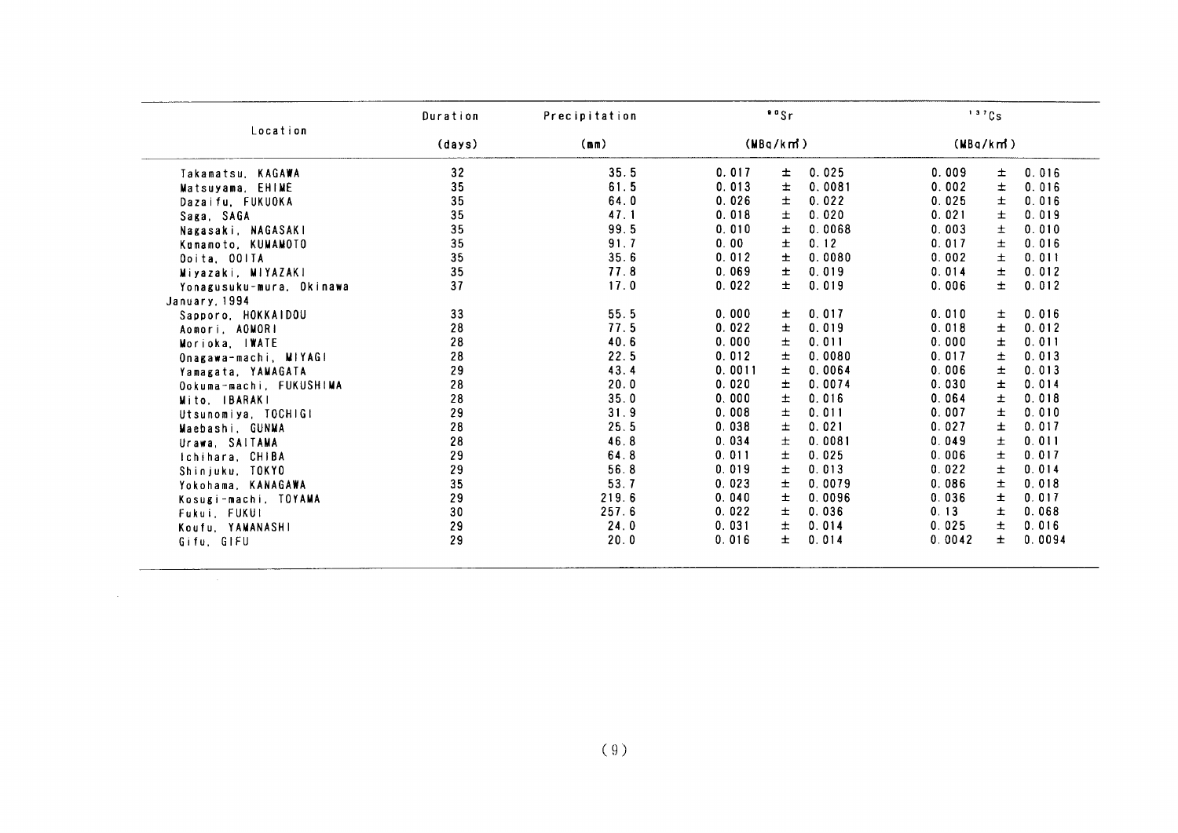| Location | Duration | Precipitation | $^{90}Sr$ | $^{137}Cs$ |
|---|---|---|---|---|
| | (days) | (mm) | (MBq/km²) | (MBq/km²) |
| Takamatsu, KAGAWA | 32 | 35.5 | 0.017 ± 0.025 | 0.009 ± 0.016 |
| Matsuyama, EHIME | 35 | 61.5 | 0.013 ± 0.0081 | 0.002 ± 0.016 |
| Dazaifu, FUKUOKA | 35 | 64.0 | 0.026 ± 0.022 | 0.025 ± 0.016 |
| Saga, SAGA | 35 | 47.1 | 0.018 ± 0.020 | 0.021 ± 0.019 |
| Nagasaki, NAGASAKI | 35 | 99.5 | 0.010 ± 0.0068 | 0.003 ± 0.010 |
| Kumamoto, KUMAMOTO | 35 | 91.7 | 0.00 ± 0.12 | 0.017 ± 0.016 |
| Ooita, OOITA | 35 | 35.6 | 0.012 ± 0.0080 | 0.002 ± 0.011 |
| Miyazaki, MIYAZAKI | 35 | 77.8 | 0.069 ± 0.019 | 0.014 ± 0.012 |
| Yonagusuku-mura, Okinawa | 37 | 17.0 | 0.022 ± 0.019 | 0.006 ± 0.012 |
| January, 1994 | | | | |
| Sapporo, HOKKAIDOU | 33 | 55.5 | 0.000 ± 0.017 | 0.010 ± 0.016 |
| Aomori, AOMORI | 28 | 77.5 | 0.022 ± 0.019 | 0.018 ± 0.012 |
| Morioka, IWATE | 28 | 40.6 | 0.000 ± 0.011 | 0.000 ± 0.011 |
| Onagawa-machi, MIYAGI | 28 | 22.5 | 0.012 ± 0.0080 | 0.017 ± 0.013 |
| Yamagata, YAMAGATA | 29 | 43.4 | 0.0011 ± 0.0064 | 0.006 ± 0.013 |
| Ookuma-machi, FUKUSHIMA | 28 | 20.0 | 0.020 ± 0.0074 | 0.030 ± 0.014 |
| Mito, IBARAKI | 28 | 35.0 | 0.000 ± 0.016 | 0.064 ± 0.018 |
| Utsunomiya, TOCHIGI | 29 | 31.9 | 0.008 ± 0.011 | 0.007 ± 0.010 |
| Maebashi, GUNMA | 28 | 25.5 | 0.038 ± 0.021 | 0.027 ± 0.017 |
| Urawa, SAITAMA | 28 | 46.8 | 0.034 ± 0.0081 | 0.049 ± 0.011 |
| Ichihara, CHIBA | 29 | 64.8 | 0.011 ± 0.025 | 0.006 ± 0.017 |
| Shinjuku, TOKYO | 29 | 56.8 | 0.019 ± 0.013 | 0.022 ± 0.014 |
| Yokohama, KANAGAWA | 35 | 53.7 | 0.023 ± 0.0079 | 0.086 ± 0.018 |
| Kosugi-machi, TOYAMA | 29 | 219.6 | 0.040 ± 0.0096 | 0.036 ± 0.017 |
| Fukui, FUKUI | 30 | 257.6 | 0.022 ± 0.036 | 0.13 ± 0.068 |
| Koufu, YAMANASHI | 29 | 24.0 | 0.031 ± 0.014 | 0.025 ± 0.016 |
| Gifu, GIFU | 29 | 20.0 | 0.016 ± 0.014 | 0.0042 ± 0.0094 |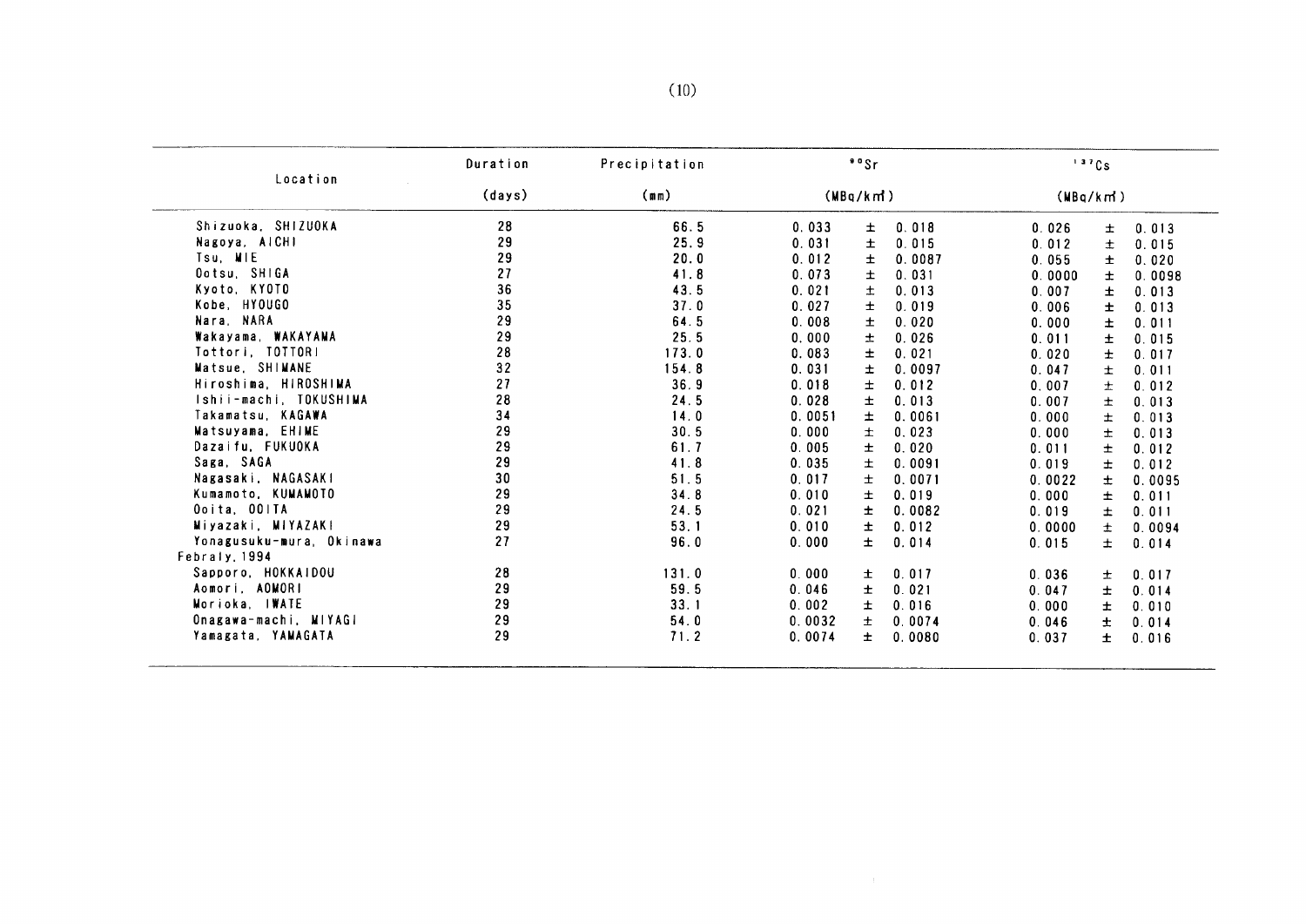| Location | Duration (days) | Precipitation (mm) | $^{90}Sr$ (MBq/km²) | | | $^{137}Cs$ (MBq/km²) | | |
|---|---|---|---|---|---|---|---|---|
| Shizuoka, SHIZUOKA | 28 | 66.5 | 0.033 | ± | 0.018 | 0.026 | ± | 0.013 |
| Nagoya, AICHI | 29 | 25.9 | 0.031 | ± | 0.015 | 0.012 | ± | 0.015 |
| Tsu, MIE | 29 | 20.0 | 0.012 | ± | 0.0087 | 0.055 | ± | 0.020 |
| Ootsu, SHIGA | 27 | 41.8 | 0.073 | ± | 0.031 | 0.0000 | ± | 0.0098 |
| Kyoto, KYOTO | 36 | 43.5 | 0.021 | ± | 0.013 | 0.007 | ± | 0.013 |
| Kobe, HYOUGO | 35 | 37.0 | 0.027 | ± | 0.019 | 0.006 | ± | 0.013 |
| Nara, NARA | 29 | 64.5 | 0.008 | ± | 0.020 | 0.000 | ± | 0.011 |
| Wakayama, WAKAYAMA | 29 | 25.5 | 0.000 | ± | 0.026 | 0.011 | ± | 0.015 |
| Tottori, TOTTORI | 28 | 173.0 | 0.083 | ± | 0.021 | 0.020 | ± | 0.017 |
| Matsue, SHIMANE | 32 | 154.8 | 0.031 | ± | 0.0097 | 0.047 | ± | 0.011 |
| Hiroshima, HIROSHIMA | 27 | 36.9 | 0.018 | ± | 0.012 | 0.007 | ± | 0.012 |
| Ishii-machi, TOKUSHIMA | 28 | 24.5 | 0.028 | ± | 0.013 | 0.007 | ± | 0.013 |
| Takamatsu, KAGAWA | 34 | 14.0 | 0.0051 | ± | 0.0061 | 0.000 | ± | 0.013 |
| Matsuyama, EHIME | 29 | 30.5 | 0.000 | ± | 0.023 | 0.000 | ± | 0.013 |
| Dazaifu, FUKUOKA | 29 | 61.7 | 0.005 | ± | 0.020 | 0.011 | ± | 0.012 |
| Saga, SAGA | 29 | 41.8 | 0.035 | ± | 0.0091 | 0.019 | ± | 0.012 |
| Nagasaki, NAGASAKI | 30 | 51.5 | 0.017 | ± | 0.0071 | 0.0022 | ± | 0.0095 |
| Kumamoto, KUMAMOTO | 29 | 34.8 | 0.010 | ± | 0.019 | 0.000 | ± | 0.011 |
| Ooita, OOITA | 29 | 24.5 | 0.021 | ± | 0.0082 | 0.019 | ± | 0.011 |
| Miyazaki, MIYAZAKI | 29 | 53.1 | 0.010 | ± | 0.012 | 0.0000 | ± | 0.0094 |
| Yonagusuku-mura, Okinawa | 27 | 96.0 | 0.000 | ± | 0.014 | 0.015 | ± | 0.014 |
| Febraly,1994 | | | | | | | | |
| Sapporo, HOKKAIDOU | 28 | 131.0 | 0.000 | ± | 0.017 | 0.036 | ± | 0.017 |
| Aomori, AOMORI | 29 | 59.5 | 0.046 | ± | 0.021 | 0.047 | ± | 0.014 |
| Morioka, IWATE | 29 | 33.1 | 0.002 | ± | 0.016 | 0.000 | ± | 0.010 |
| Onagawa-machi, MIYAGI | 29 | 54.0 | 0.0032 | ± | 0.0074 | 0.046 | ± | 0.014 |
| Yamagata, YAMAGATA | 29 | 71.2 | 0.0074 | ± | 0.0080 | 0.037 | ± | 0.016 |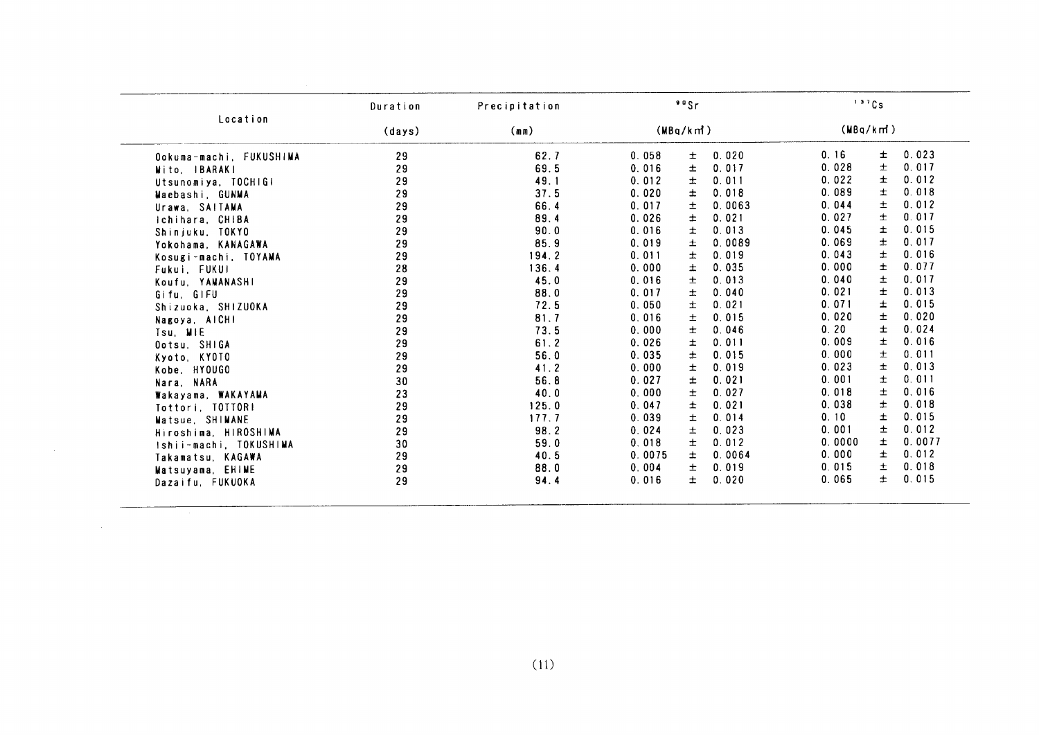| Location | Duration (days) | Precipitation (mm) | $^{90}Sr$ (MBq/km²) | $^{137}Cs$ (MBq/km²) |
|---|---|---|---|---|
| Ookuma-machi, FUKUSHIMA | 29 | 62.7 | 0.058 ± 0.020 | 0.16 ± 0.023 |
| Mito, IBARAKI | 29 | 69.5 | 0.016 ± 0.017 | 0.028 ± 0.017 |
| Utsunomiya, TOCHIGI | 29 | 49.1 | 0.012 ± 0.011 | 0.022 ± 0.012 |
| Maebashi, GUNMA | 29 | 37.5 | 0.020 ± 0.018 | 0.089 ± 0.018 |
| Urawa, SAITAMA | 29 | 66.4 | 0.017 ± 0.0063 | 0.044 ± 0.012 |
| Ichihara, CHIBA | 29 | 89.4 | 0.026 ± 0.021 | 0.027 ± 0.017 |
| Shinjuku, TOKYO | 29 | 90.0 | 0.016 ± 0.013 | 0.045 ± 0.015 |
| Yokohama, KANAGAWA | 29 | 85.9 | 0.019 ± 0.0089 | 0.069 ± 0.017 |
| Kosugi-machi, TOYAMA | 29 | 194.2 | 0.011 ± 0.019 | 0.043 ± 0.016 |
| Fukui, FUKUI | 28 | 136.4 | 0.000 ± 0.035 | 0.000 ± 0.077 |
| Koufu, YAMANASHI | 29 | 45.0 | 0.016 ± 0.013 | 0.040 ± 0.017 |
| Gifu, GIFU | 29 | 88.0 | 0.017 ± 0.040 | 0.021 ± 0.013 |
| Shizuoka, SHIZUOKA | 29 | 72.5 | 0.050 ± 0.021 | 0.071 ± 0.015 |
| Nagoya, AICHI | 29 | 81.7 | 0.016 ± 0.015 | 0.020 ± 0.020 |
| Tsu, MIE | 29 | 73.5 | 0.000 ± 0.046 | 0.20 ± 0.024 |
| Ootsu, SHIGA | 29 | 61.2 | 0.026 ± 0.011 | 0.009 ± 0.016 |
| Kyoto, KYOTO | 29 | 56.0 | 0.035 ± 0.015 | 0.000 ± 0.011 |
| Kobe, HYOUGO | 29 | 41.2 | 0.000 ± 0.019 | 0.023 ± 0.013 |
| Nara, NARA | 30 | 56.8 | 0.027 ± 0.021 | 0.001 ± 0.011 |
| Wakayama, WAKAYAMA | 23 | 40.0 | 0.000 ± 0.027 | 0.018 ± 0.016 |
| Tottori, TOTTORI | 29 | 125.0 | 0.047 ± 0.021 | 0.038 ± 0.018 |
| Matsue, SHIMANE | 29 | 177.7 | 0.039 ± 0.014 | 0.10 ± 0.015 |
| Hiroshima, HIROSHIMA | 29 | 98.2 | 0.024 ± 0.023 | 0.001 ± 0.012 |
| Ishii-machi, TOKUSHIMA | 30 | 59.0 | 0.018 ± 0.012 | 0.0000 ± 0.0077 |
| Takamatsu, KAGAWA | 29 | 40.5 | 0.0075 ± 0.0064 | 0.000 ± 0.012 |
| Matsuyama, EHIME | 29 | 88.0 | 0.004 ± 0.019 | 0.015 ± 0.018 |
| Dazaifu, FUKUOKA | 29 | 94.4 | 0.016 ± 0.020 | 0.065 ± 0.015 |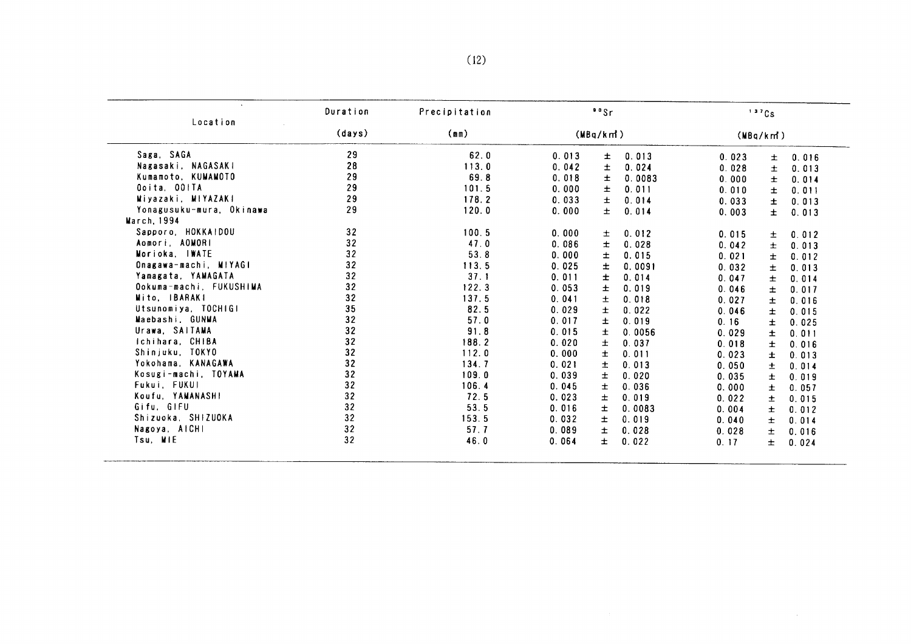| Location | Duration (days) | Precipitation (mm) | $^{90}Sr$ (MBq/km²) | $^{137}Cs$ (MBq/km²) |
|---|---|---|---|---|
| Saga, SAGA | 29 | 62.0 | 0.013 ± 0.013 | 0.023 ± 0.016 |
| Nagasaki, NAGASAKI | 28 | 113.0 | 0.042 ± 0.024 | 0.028 ± 0.013 |
| Kumamoto, KUMAMOTO | 29 | 69.8 | 0.018 ± 0.0083 | 0.000 ± 0.014 |
| Ooita, OOITA | 29 | 101.5 | 0.000 ± 0.011 | 0.010 ± 0.011 |
| Miyazaki, MIYAZAKI | 29 | 178.2 | 0.033 ± 0.014 | 0.033 ± 0.013 |
| Yonagusuku-mura, Okinawa | 29 | 120.0 | 0.000 ± 0.014 | 0.003 ± 0.013 |
| March, 1994 | | | | |
| Sapporo, HOKKAIDOU | 32 | 100.5 | 0.000 ± 0.012 | 0.015 ± 0.012 |
| Aomori, AOMORI | 32 | 47.0 | 0.086 ± 0.028 | 0.042 ± 0.013 |
| Morioka, IWATE | 32 | 53.8 | 0.000 ± 0.015 | 0.021 ± 0.012 |
| Onagawa-machi, MIYAGI | 32 | 113.5 | 0.025 ± 0.0091 | 0.032 ± 0.013 |
| Yamagata, YAMAGATA | 32 | 37.1 | 0.011 ± 0.014 | 0.047 ± 0.014 |
| Ookuma-machi, FUKUSHIMA | 32 | 122.3 | 0.053 ± 0.019 | 0.046 ± 0.017 |
| Mito, IBARAKI | 32 | 137.5 | 0.041 ± 0.018 | 0.027 ± 0.016 |
| Utsunomiya, TOCHIGI | 35 | 82.5 | 0.029 ± 0.022 | 0.046 ± 0.015 |
| Maebashi, GUNMA | 32 | 57.0 | 0.017 ± 0.019 | 0.16 ± 0.025 |
| Urawa, SAITAMA | 32 | 91.8 | 0.015 ± 0.0056 | 0.029 ± 0.011 |
| Ichihara, CHIBA | 32 | 188.2 | 0.020 ± 0.037 | 0.018 ± 0.016 |
| Shinjuku, TOKYO | 32 | 112.0 | 0.000 ± 0.011 | 0.023 ± 0.013 |
| Yokohama, KANAGAWA | 32 | 134.7 | 0.021 ± 0.013 | 0.050 ± 0.014 |
| Kosugi-machi, TOYAMA | 32 | 109.0 | 0.039 ± 0.020 | 0.035 ± 0.019 |
| Fukui, FUKUI | 32 | 106.4 | 0.045 ± 0.036 | 0.000 ± 0.057 |
| Koufu, YAMANASHI | 32 | 72.5 | 0.023 ± 0.019 | 0.022 ± 0.015 |
| Gifu, GIFU | 32 | 53.5 | 0.016 ± 0.0083 | 0.004 ± 0.012 |
| Shizuoka, SHIZUOKA | 32 | 153.5 | 0.032 ± 0.019 | 0.040 ± 0.014 |
| Nagoya, AICHI | 32 | 57.7 | 0.089 ± 0.028 | 0.028 ± 0.016 |
| Tsu, MIE | 32 | 46.0 | 0.064 ± 0.022 | 0.17 ± 0.024 |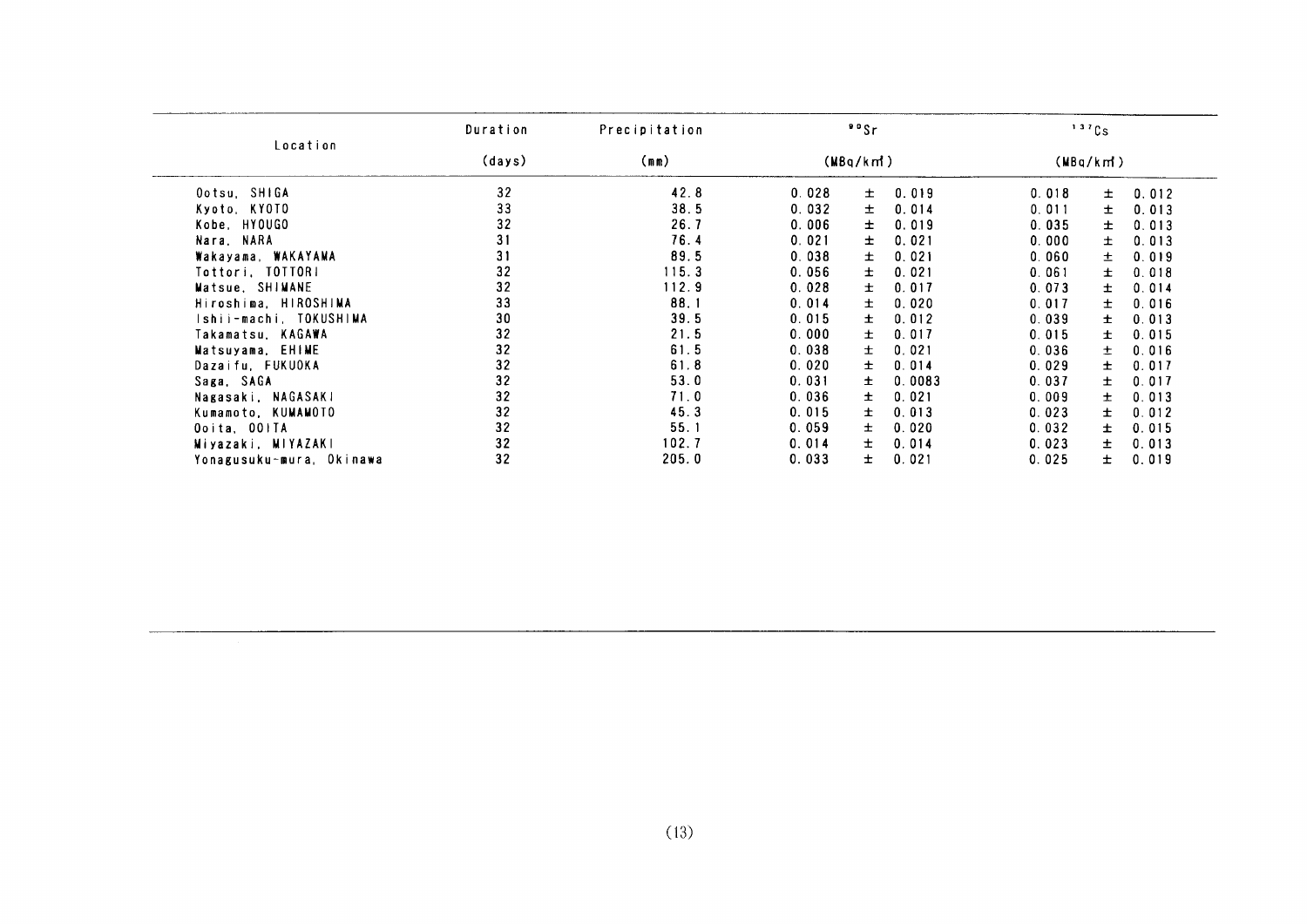| Location | Duration (days) | Precipitation (mm) | $^{90}Sr$ (MBq/km²) | $^{137}Cs$ (MBq/km²) |
|---|---|---|---|---|
| Ootsu, SHIGA | 32 | 42.8 | 0.028 ± 0.019 | 0.018 ± 0.012 |
| Kyoto, KYOTO | 33 | 38.5 | 0.032 ± 0.014 | 0.011 ± 0.013 |
| Kobe, HYOUGO | 32 | 26.7 | 0.006 ± 0.019 | 0.035 ± 0.013 |
| Nara, NARA | 31 | 76.4 | 0.021 ± 0.021 | 0.000 ± 0.013 |
| Wakayama, WAKAYAMA | 31 | 89.5 | 0.038 ± 0.021 | 0.060 ± 0.019 |
| Tottori, TOTTORI | 32 | 115.3 | 0.056 ± 0.021 | 0.061 ± 0.018 |
| Matsue, SHIMANE | 32 | 112.9 | 0.028 ± 0.017 | 0.073 ± 0.014 |
| Hiroshima, HIROSHIMA | 33 | 88.1 | 0.014 ± 0.020 | 0.017 ± 0.016 |
| Ishii-machi, TOKUSHIMA | 30 | 39.5 | 0.015 ± 0.012 | 0.039 ± 0.013 |
| Takamatsu, KAGAWA | 32 | 21.5 | 0.000 ± 0.017 | 0.015 ± 0.015 |
| Matsuyama, EHIME | 32 | 61.5 | 0.038 ± 0.021 | 0.036 ± 0.016 |
| Dazaifu, FUKUOKA | 32 | 61.8 | 0.020 ± 0.014 | 0.029 ± 0.017 |
| Saga, SAGA | 32 | 53.0 | 0.031 ± 0.0083 | 0.037 ± 0.017 |
| Nagasaki, NAGASAKI | 32 | 71.0 | 0.036 ± 0.021 | 0.009 ± 0.013 |
| Kumamoto, KUMAMOTO | 32 | 45.3 | 0.015 ± 0.013 | 0.023 ± 0.012 |
| Ooita, OOITA | 32 | 55.1 | 0.059 ± 0.020 | 0.032 ± 0.015 |
| Miyazaki, MIYAZAKI | 32 | 102.7 | 0.014 ± 0.014 | 0.023 ± 0.013 |
| Yonagusuku-mura, Okinawa | 32 | 205.0 | 0.033 ± 0.021 | 0.025 ± 0.019 |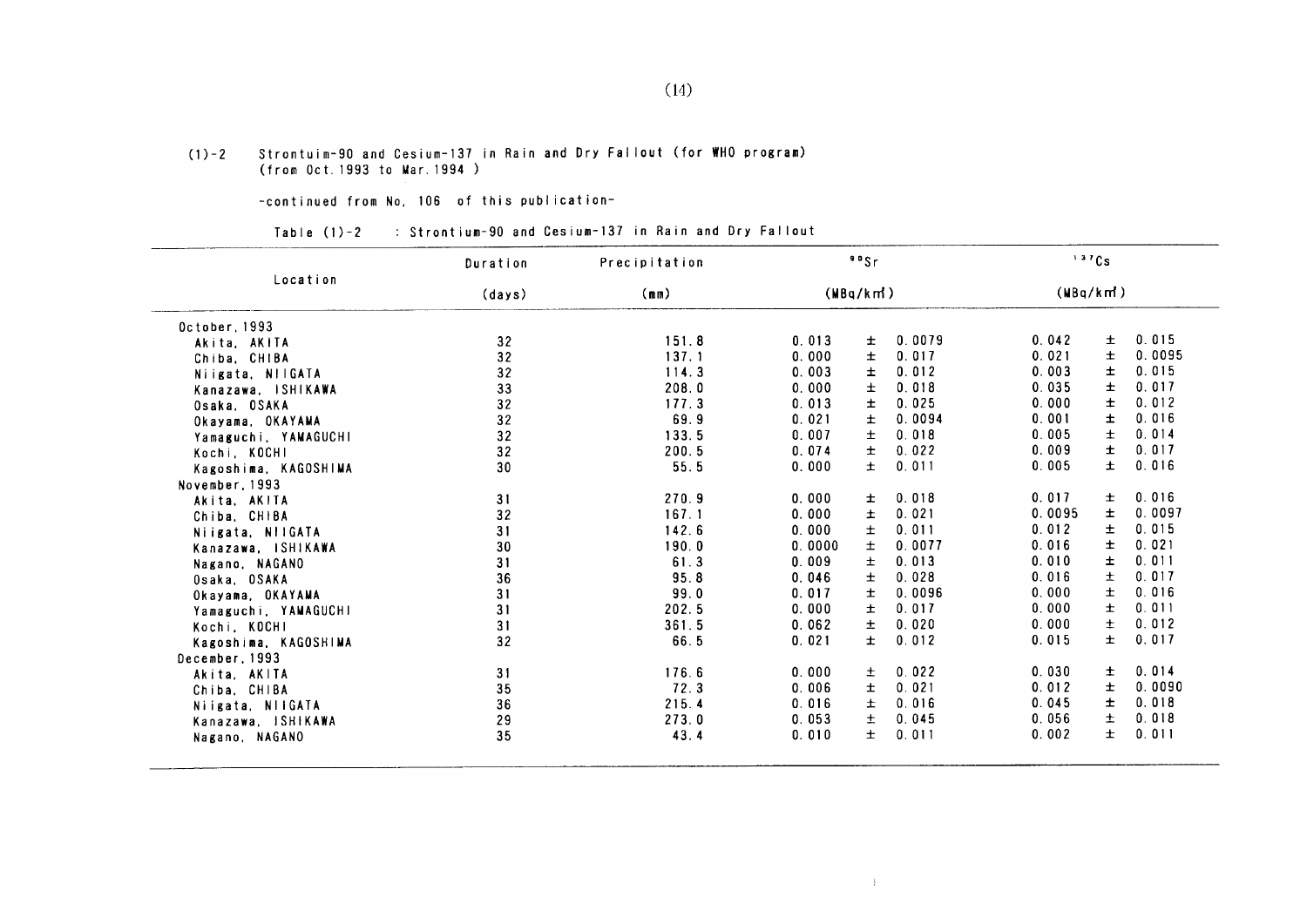(1)-2 Strontuim-90 and Cesium-137 in Rain and Dry Fallout (for WHO program)
(from Oct. 1993 to Mar. 1994 )

-continued from No. 106 of this publication-

Table (1)-2 : Strontium-90 and Cesium-137 in Rain and Dry Fallout

| Location | Duration (days) | Precipitation (mm) | $^{90}Sr$ (MBq/km²) | $^{137}Cs$ (MBq/km²) |
|---|---|---|---|---|
| October, 1993 | | | | |
| Akita, AKITA | 32 | 151.8 | 0.013 ± 0.0079 | 0.042 ± 0.015 |
| Chiba, CHIBA | 32 | 137.1 | 0.000 ± 0.017 | 0.021 ± 0.0095 |
| Niigata, NIIGATA | 32 | 114.3 | 0.003 ± 0.012 | 0.003 ± 0.015 |
| Kanazawa, ISHIKAWA | 33 | 208.0 | 0.000 ± 0.018 | 0.035 ± 0.017 |
| Osaka, OSAKA | 32 | 177.3 | 0.013 ± 0.025 | 0.000 ± 0.012 |
| Okayama, OKAYAMA | 32 | 69.9 | 0.021 ± 0.0094 | 0.001 ± 0.016 |
| Yamaguchi, YAMAGUCHI | 32 | 133.5 | 0.007 ± 0.018 | 0.005 ± 0.014 |
| Kochi, KOCHI | 32 | 200.5 | 0.074 ± 0.022 | 0.009 ± 0.017 |
| Kagoshima, KAGOSHIMA | 30 | 55.5 | 0.000 ± 0.011 | 0.005 ± 0.016 |
| November, 1993 | | | | |
| Akita, AKITA | 31 | 270.9 | 0.000 ± 0.018 | 0.017 ± 0.016 |
| Chiba, CHIBA | 32 | 167.1 | 0.000 ± 0.021 | 0.0095 ± 0.0097 |
| Niigata, NIIGATA | 31 | 142.6 | 0.000 ± 0.011 | 0.012 ± 0.015 |
| Kanazawa, ISHIKAWA | 30 | 190.0 | 0.0000 ± 0.0077 | 0.016 ± 0.021 |
| Nagano, NAGANO | 31 | 61.3 | 0.009 ± 0.013 | 0.010 ± 0.011 |
| Osaka, OSAKA | 36 | 95.8 | 0.046 ± 0.028 | 0.016 ± 0.017 |
| Okayama, OKAYAMA | 31 | 99.0 | 0.017 ± 0.0096 | 0.000 ± 0.016 |
| Yamaguchi, YAMAGUCHI | 31 | 202.5 | 0.000 ± 0.017 | 0.000 ± 0.011 |
| Kochi, KOCHI | 31 | 361.5 | 0.062 ± 0.020 | 0.000 ± 0.012 |
| Kagoshima, KAGOSHIMA | 32 | 66.5 | 0.021 ± 0.012 | 0.015 ± 0.017 |
| December, 1993 | | | | |
| Akita, AKITA | 31 | 176.6 | 0.000 ± 0.022 | 0.030 ± 0.014 |
| Chiba, CHIBA | 35 | 72.3 | 0.006 ± 0.021 | 0.012 ± 0.0090 |
| Niigata, NIIGATA | 36 | 215.4 | 0.016 ± 0.016 | 0.045 ± 0.018 |
| Kanazawa, ISHIKAWA | 29 | 273.0 | 0.053 ± 0.045 | 0.056 ± 0.018 |
| Nagano, NAGANO | 35 | 43.4 | 0.010 ± 0.011 | 0.002 ± 0.011 |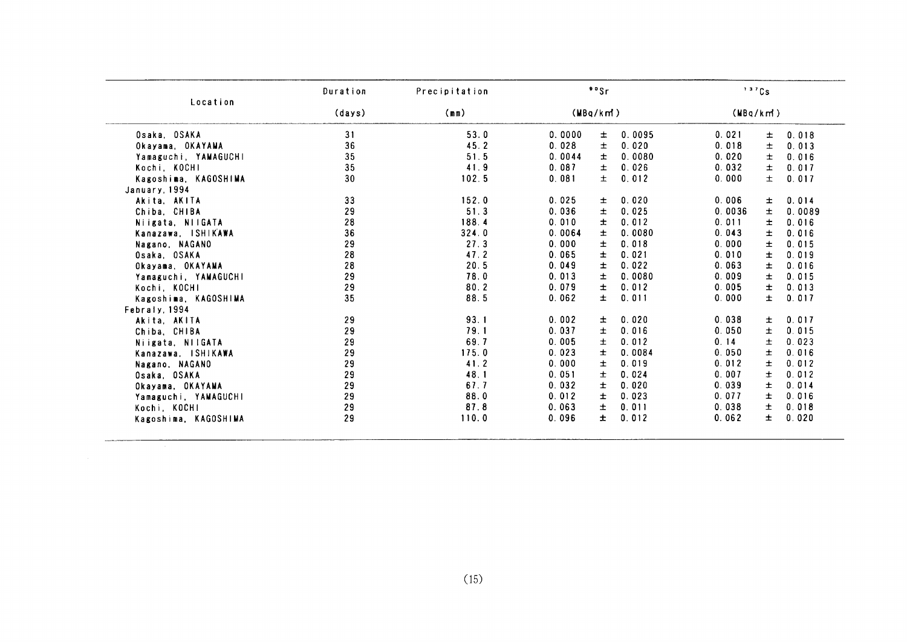| Location | Duration | Precipitation | $^{90}Sr$ | $^{137}Cs$ |
|---|---|---|---|---|
| | (days) | (mm) | (MBq/km²) | (MBq/km²) |
| Osaka, OSAKA | 31 | 53.0 | 0.0000 ± 0.0095 | 0.021 ± 0.018 |
| Okayama, OKAYAMA | 36 | 45.2 | 0.028 ± 0.020 | 0.018 ± 0.013 |
| Yamaguchi, YAMAGUCHI | 35 | 51.5 | 0.0044 ± 0.0080 | 0.020 ± 0.016 |
| Kochi, KOCHI | 35 | 41.9 | 0.087 ± 0.026 | 0.032 ± 0.017 |
| Kagoshima, KAGOSHIMA | 30 | 102.5 | 0.081 ± 0.012 | 0.000 ± 0.017 |
| January, 1994 | | | | |
| Akita, AKITA | 33 | 152.0 | 0.025 ± 0.020 | 0.006 ± 0.014 |
| Chiba, CHIBA | 29 | 51.3 | 0.036 ± 0.025 | 0.0036 ± 0.0089 |
| Niigata, NIIGATA | 28 | 188.4 | 0.010 ± 0.012 | 0.011 ± 0.016 |
| Kanazawa, ISHIKAWA | 36 | 324.0 | 0.0064 ± 0.0080 | 0.043 ± 0.016 |
| Nagano, NAGANO | 29 | 27.3 | 0.000 ± 0.018 | 0.000 ± 0.015 |
| Osaka, OSAKA | 28 | 47.2 | 0.065 ± 0.021 | 0.010 ± 0.019 |
| Okayama, OKAYAMA | 28 | 20.5 | 0.049 ± 0.022 | 0.063 ± 0.016 |
| Yamaguchi, YAMAGUCHI | 29 | 78.0 | 0.013 ± 0.0080 | 0.009 ± 0.015 |
| Kochi, KOCHI | 29 | 80.2 | 0.079 ± 0.012 | 0.005 ± 0.013 |
| Kagoshima, KAGOSHIMA | 35 | 88.5 | 0.062 ± 0.011 | 0.000 ± 0.017 |
| Febraly, 1994 | | | | |
| Akita, AKITA | 29 | 93.1 | 0.002 ± 0.020 | 0.038 ± 0.017 |
| Chiba, CHIBA | 29 | 79.1 | 0.037 ± 0.016 | 0.050 ± 0.015 |
| Niigata, NIIGATA | 29 | 69.7 | 0.005 ± 0.012 | 0.14 ± 0.023 |
| Kanazawa, ISHIKAWA | 29 | 175.0 | 0.023 ± 0.0084 | 0.050 ± 0.016 |
| Nagano, NAGANO | 29 | 41.2 | 0.000 ± 0.019 | 0.012 ± 0.012 |
| Osaka, OSAKA | 29 | 48.1 | 0.051 ± 0.024 | 0.007 ± 0.012 |
| Okayama, OKAYAMA | 29 | 67.7 | 0.032 ± 0.020 | 0.039 ± 0.014 |
| Yamaguchi, YAMAGUCHI | 29 | 88.0 | 0.012 ± 0.023 | 0.077 ± 0.016 |
| Kochi, KOCHI | 29 | 87.8 | 0.063 ± 0.011 | 0.038 ± 0.018 |
| Kagoshima, KAGOSHIMA | 29 | 110.0 | 0.096 ± 0.012 | 0.062 ± 0.020 |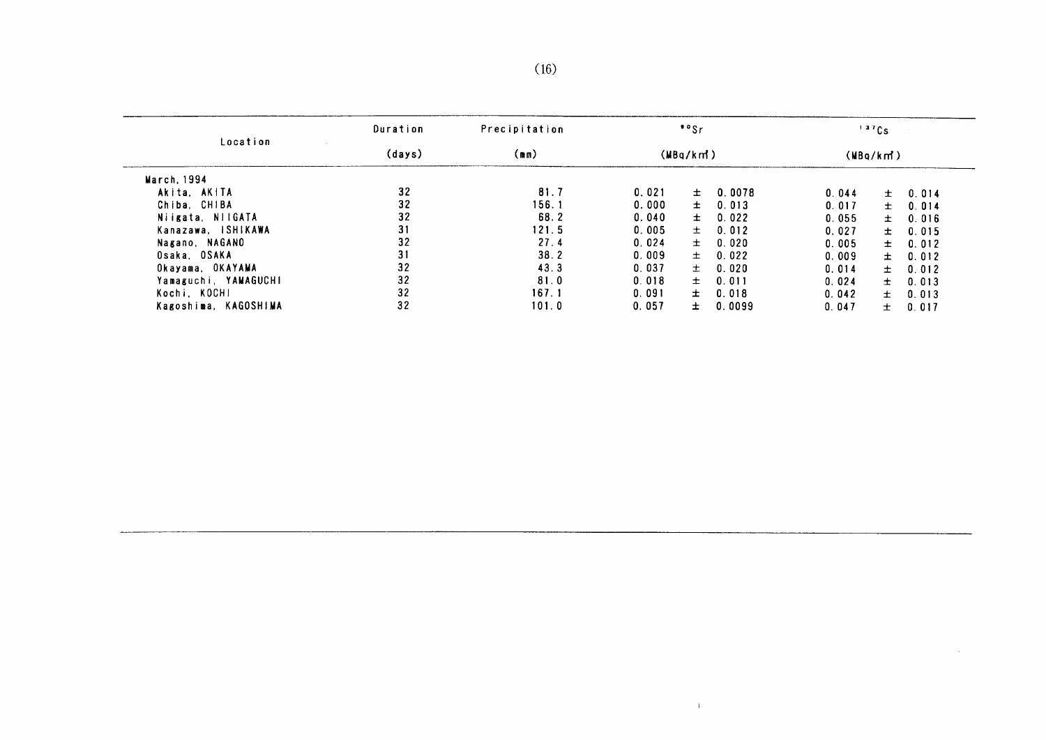| Location | Duration | Precipitation | $^{90}Sr$ | $^{137}Cs$ |
|---|---|---|---|---|
| | (days) | (mm) | (MBq/km²) | (MBq/km²) |
| March, 1994 | | | | |
| Akita, AKITA | 32 | 81.7 | 0.021 ± 0.0078 | 0.044 ± 0.014 |
| Chiba, CHIBA | 32 | 156.1 | 0.000 ± 0.013 | 0.017 ± 0.014 |
| Niigata, NIIGATA | 32 | 68.2 | 0.040 ± 0.022 | 0.055 ± 0.016 |
| Kanazawa, ISHIKAWA | 31 | 121.5 | 0.005 ± 0.012 | 0.027 ± 0.015 |
| Nagano, NAGANO | 32 | 27.4 | 0.024 ± 0.020 | 0.005 ± 0.012 |
| Osaka, OSAKA | 31 | 38.2 | 0.009 ± 0.022 | 0.009 ± 0.012 |
| Okayama, OKAYAMA | 32 | 43.3 | 0.037 ± 0.020 | 0.014 ± 0.012 |
| Yamaguchi, YAMAGUCHI | 32 | 81.0 | 0.018 ± 0.011 | 0.024 ± 0.013 |
| Kochi, KOCHI | 32 | 167.1 | 0.091 ± 0.018 | 0.042 ± 0.013 |
| Kagoshima, KAGOSHIMA | 32 | 101.0 | 0.057 ± 0.0099 | 0.047 ± 0.017 |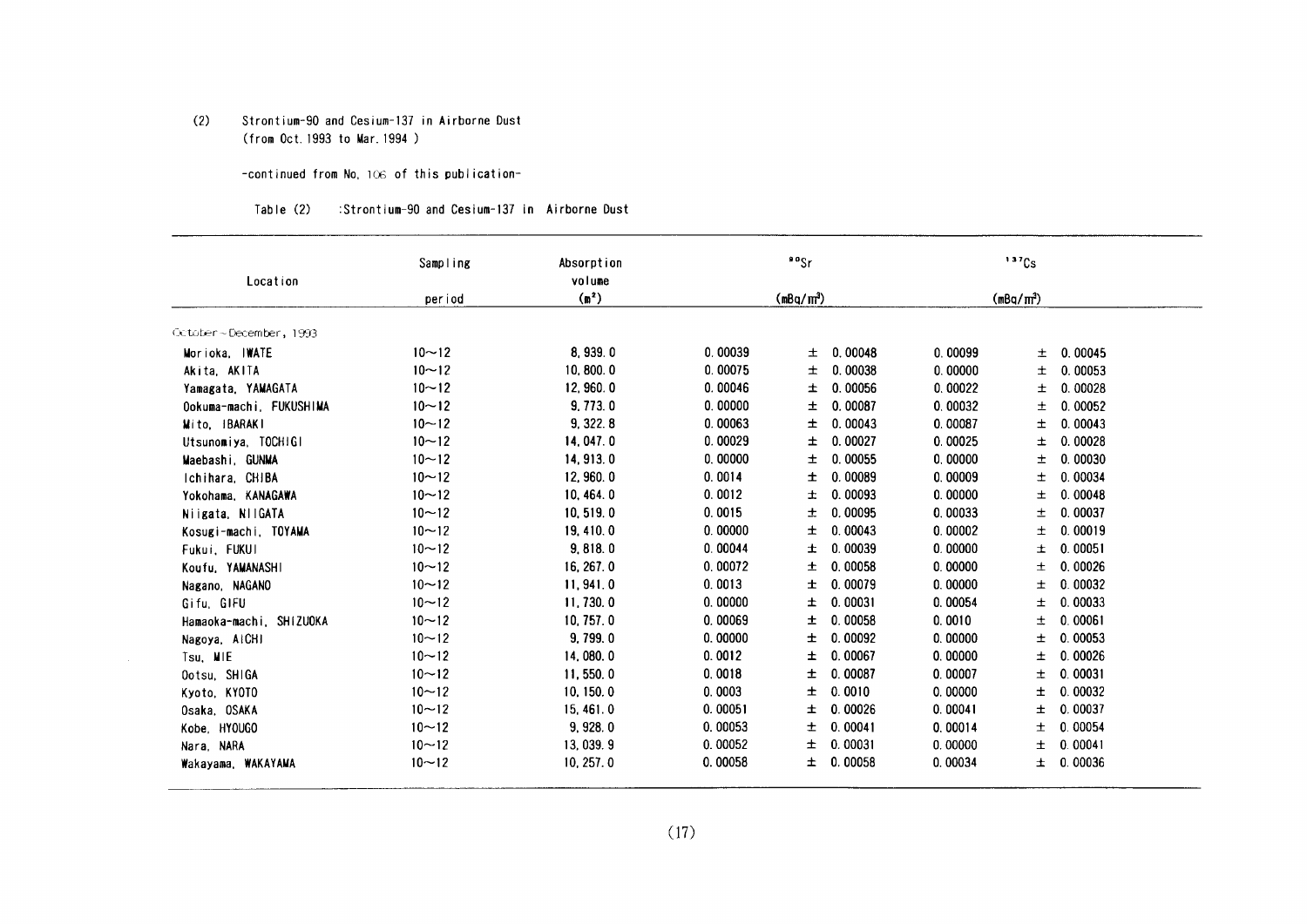(2) Strontium-90 and Cesium-137 in Airborne Dust
(from Oct. 1993 to Mar. 1994 )

-continued from No. 106 of this publication-

Table (2) :Strontium-90 and Cesium-137 in Airborne Dust

| Location | Sampling period | Absorption volume ($m^3$) | $^{90}Sr$ ($mBq/m^3$) | | $^{137}Cs$ ($mBq/m^3$) | |
|---|---|---|---|---|---|---|
| October ~ December, 1993 | | | | | | |
| Morioka, IWATE | 10~12 | 8,939.0 | 0.00039 | ± 0.00048 | 0.00099 | ± 0.00045 |
| Akita, AKITA | 10~12 | 10,800.0 | 0.00075 | ± 0.00038 | 0.00000 | ± 0.00053 |
| Yamagata, YAMAGATA | 10~12 | 12,960.0 | 0.00046 | ± 0.00056 | 0.00022 | ± 0.00028 |
| Ookuma-machi, FUKUSHIMA | 10~12 | 9,773.0 | 0.00000 | ± 0.00087 | 0.00032 | ± 0.00052 |
| Mito, IBARAKI | 10~12 | 9,322.8 | 0.00063 | ± 0.00043 | 0.00087 | ± 0.00043 |
| Utsunomiya, TOCHIGI | 10~12 | 14,047.0 | 0.00029 | ± 0.00027 | 0.00025 | ± 0.00028 |
| Maebashi, GUNMA | 10~12 | 14,913.0 | 0.00000 | ± 0.00055 | 0.00000 | ± 0.00030 |
| Ichihara, CHIBA | 10~12 | 12,960.0 | 0.0014 | ± 0.00089 | 0.00009 | ± 0.00034 |
| Yokohama, KANAGAWA | 10~12 | 10,464.0 | 0.0012 | ± 0.00093 | 0.00000 | ± 0.00048 |
| Niigata, NIIGATA | 10~12 | 10,519.0 | 0.0015 | ± 0.00095 | 0.00033 | ± 0.00037 |
| Kosugi-machi, TOYAMA | 10~12 | 19,410.0 | 0.00000 | ± 0.00043 | 0.00002 | ± 0.00019 |
| Fukui, FUKUI | 10~12 | 9,818.0 | 0.00044 | ± 0.00039 | 0.00000 | ± 0.00051 |
| Koufu, YAMANASHI | 10~12 | 16,267.0 | 0.00072 | ± 0.00058 | 0.00000 | ± 0.00026 |
| Nagano, NAGANO | 10~12 | 11,941.0 | 0.0013 | ± 0.00079 | 0.00000 | ± 0.00032 |
| Gifu, GIFU | 10~12 | 11,730.0 | 0.00000 | ± 0.00031 | 0.00054 | ± 0.00033 |
| Hamaoka-machi, SHIZUOKA | 10~12 | 10,757.0 | 0.00069 | ± 0.00058 | 0.0010 | ± 0.00061 |
| Nagoya, AICHI | 10~12 | 9,799.0 | 0.00000 | ± 0.00092 | 0.00000 | ± 0.00053 |
| Tsu, MIE | 10~12 | 14,080.0 | 0.0012 | ± 0.00067 | 0.00000 | ± 0.00026 |
| Ootsu, SHIGA | 10~12 | 11,550.0 | 0.0018 | ± 0.00087 | 0.00007 | ± 0.00031 |
| Kyoto, KYOTO | 10~12 | 10,150.0 | 0.0003 | ± 0.0010 | 0.00000 | ± 0.00032 |
| Osaka, OSAKA | 10~12 | 15,461.0 | 0.00051 | ± 0.00026 | 0.00041 | ± 0.00037 |
| Kobe, HYOUGO | 10~12 | 9,928.0 | 0.00053 | ± 0.00041 | 0.00014 | ± 0.00054 |
| Nara, NARA | 10~12 | 13,039.9 | 0.00052 | ± 0.00031 | 0.00000 | ± 0.00041 |
| Wakayama, WAKAYAMA | 10~12 | 10,257.0 | 0.00058 | ± 0.00058 | 0.00034 | ± 0.00036 |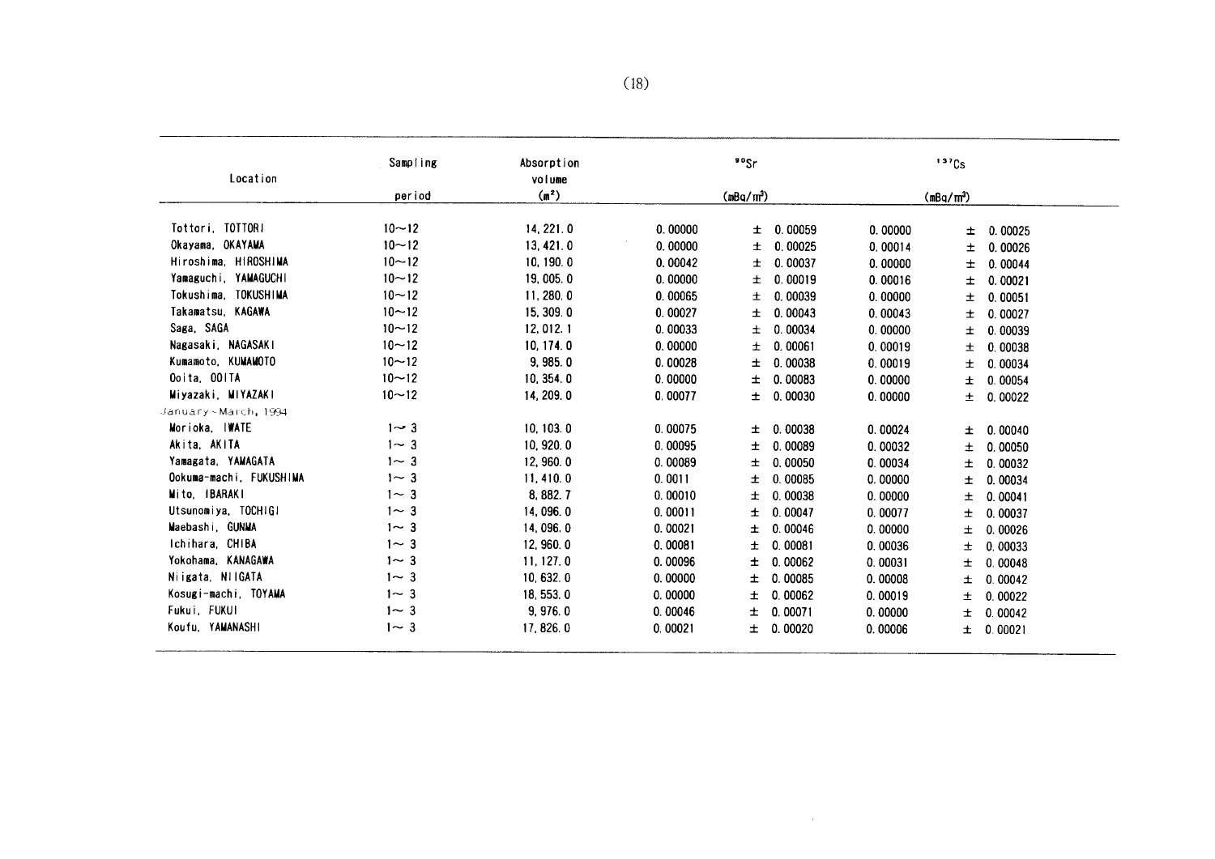| Location | Sampling period | Absorption volume ($m^3$) | $^{90}Sr$ ($mBq/m^3$) | | | $^{137}Cs$ ($mBq/m^3$) | | |
|---|---|---|---|---|---|---|---|---|
| Tottori, TOTTORI | 10～12 | 14,221.0 | 0.00000 | ± | 0.00059 | 0.00000 | ± | 0.00025 |
| Okayama, OKAYAMA | 10～12 | 13,421.0 | 0.00000 | ± | 0.00025 | 0.00014 | ± | 0.00026 |
| Hiroshima, HIROSHIMA | 10～12 | 10,190.0 | 0.00042 | ± | 0.00037 | 0.00000 | ± | 0.00044 |
| Yamaguchi, YAMAGUCHI | 10～12 | 19,005.0 | 0.00000 | ± | 0.00019 | 0.00016 | ± | 0.00021 |
| Tokushima, TOKUSHIMA | 10～12 | 11,280.0 | 0.00065 | ± | 0.00039 | 0.00000 | ± | 0.00051 |
| Takamatsu, KAGAWA | 10～12 | 15,309.0 | 0.00027 | ± | 0.00043 | 0.00043 | ± | 0.00027 |
| Saga, SAGA | 10～12 | 12,012.1 | 0.00033 | ± | 0.00034 | 0.00000 | ± | 0.00039 |
| Nagasaki, NAGASAKI | 10～12 | 10,174.0 | 0.00000 | ± | 0.00061 | 0.00019 | ± | 0.00038 |
| Kumamoto, KUMAMOTO | 10～12 | 9,985.0 | 0.00028 | ± | 0.00038 | 0.00019 | ± | 0.00034 |
| Ooita, OOITA | 10～12 | 10,354.0 | 0.00000 | ± | 0.00083 | 0.00000 | ± | 0.00054 |
| Miyazaki, MIYAZAKI | 10～12 | 14,209.0 | 0.00077 | ± | 0.00030 | 0.00000 | ± | 0.00022 |
| January～March, 1994 | | | | | | | | |
| Morioka, IWATE | 1～3 | 10,103.0 | 0.00075 | ± | 0.00038 | 0.00024 | ± | 0.00040 |
| Akita, AKITA | 1～3 | 10,920.0 | 0.00095 | ± | 0.00089 | 0.00032 | ± | 0.00050 |
| Yamagata, YAMAGATA | 1～3 | 12,960.0 | 0.00089 | ± | 0.00050 | 0.00034 | ± | 0.00032 |
| Ookuma-machi, FUKUSHIMA | 1～3 | 11,410.0 | 0.0011 | ± | 0.00085 | 0.00000 | ± | 0.00034 |
| Mito, IBARAKI | 1～3 | 8,882.7 | 0.00010 | ± | 0.00038 | 0.00000 | ± | 0.00041 |
| Utsunomiya, TOCHIGI | 1～3 | 14,096.0 | 0.00011 | ± | 0.00047 | 0.00077 | ± | 0.00037 |
| Maebashi, GUNMA | 1～3 | 14,096.0 | 0.00021 | ± | 0.00046 | 0.00000 | ± | 0.00026 |
| Ichihara, CHIBA | 1～3 | 12,960.0 | 0.00081 | ± | 0.00081 | 0.00036 | ± | 0.00033 |
| Yokohama, KANAGAWA | 1～3 | 11,127.0 | 0.00096 | ± | 0.00062 | 0.00031 | ± | 0.00048 |
| Niigata, NIIGATA | 1～3 | 10,632.0 | 0.00000 | ± | 0.00085 | 0.00008 | ± | 0.00042 |
| Kosugi-machi, TOYAMA | 1～3 | 18,553.0 | 0.00000 | ± | 0.00062 | 0.00019 | ± | 0.00022 |
| Fukui, FUKUI | 1～3 | 9,976.0 | 0.00046 | ± | 0.00071 | 0.00000 | ± | 0.00042 |
| Koufu, YAMANASHI | 1～3 | 17,826.0 | 0.00021 | ± | 0.00020 | 0.00006 | ± | 0.00021 |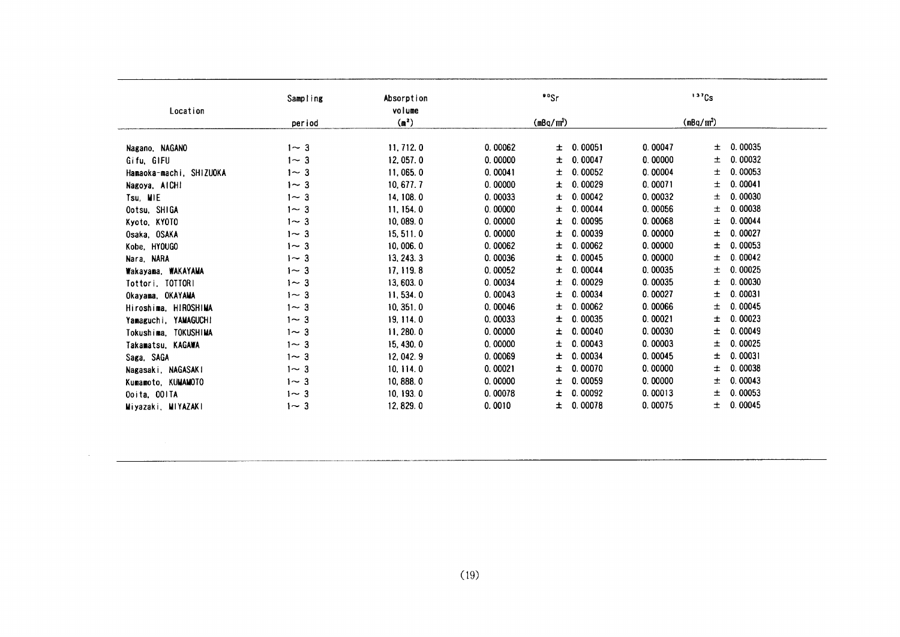| Location | Sampling period | Absorption volume ($m^3$) | $^{90}Sr$ ($mBq/m^3$) | | $^{137}Cs$ ($mBq/m^3$) | |
|---|---|---|---|---|---|---|
| Nagano, NAGANO | 1～3 | 11,712.0 | 0.00062 | ± 0.00051 | 0.00047 | ± 0.00035 |
| Gifu, GIFU | 1～3 | 12,057.0 | 0.00000 | ± 0.00047 | 0.00000 | ± 0.00032 |
| Hamaoka-machi, SHIZUOKA | 1～3 | 11,065.0 | 0.00041 | ± 0.00052 | 0.00004 | ± 0.00053 |
| Nagoya, AICHI | 1～3 | 10,677.7 | 0.00000 | ± 0.00029 | 0.00071 | ± 0.00041 |
| Tsu, MIE | 1～3 | 14,108.0 | 0.00033 | ± 0.00042 | 0.00032 | ± 0.00030 |
| Ootsu, SHIGA | 1～3 | 11,154.0 | 0.00000 | ± 0.00044 | 0.00056 | ± 0.00038 |
| Kyoto, KYOTO | 1～3 | 10,089.0 | 0.00000 | ± 0.00095 | 0.00068 | ± 0.00044 |
| Osaka, OSAKA | 1～3 | 15,511.0 | 0.00000 | ± 0.00039 | 0.00000 | ± 0.00027 |
| Kobe, HYOUGO | 1～3 | 10,006.0 | 0.00062 | ± 0.00062 | 0.00000 | ± 0.00053 |
| Nara, NARA | 1～3 | 13,243.3 | 0.00036 | ± 0.00045 | 0.00000 | ± 0.00042 |
| Wakayama, WAKAYAMA | 1～3 | 17,119.8 | 0.00052 | ± 0.00044 | 0.00035 | ± 0.00025 |
| Tottori, TOTTORI | 1～3 | 13,603.0 | 0.00034 | ± 0.00029 | 0.00035 | ± 0.00030 |
| Okayama, OKAYAMA | 1～3 | 11,534.0 | 0.00043 | ± 0.00034 | 0.00027 | ± 0.00031 |
| Hiroshima, HIROSHIMA | 1～3 | 10,351.0 | 0.00046 | ± 0.00062 | 0.00066 | ± 0.00045 |
| Yamaguchi, YAMAGUCHI | 1～3 | 19,114.0 | 0.00033 | ± 0.00035 | 0.00021 | ± 0.00023 |
| Tokushima, TOKUSHIMA | 1～3 | 11,280.0 | 0.00000 | ± 0.00040 | 0.00030 | ± 0.00049 |
| Takamatsu, KAGAWA | 1～3 | 15,430.0 | 0.00000 | ± 0.00043 | 0.00003 | ± 0.00025 |
| Saga, SAGA | 1～3 | 12,042.9 | 0.00069 | ± 0.00034 | 0.00045 | ± 0.00031 |
| Nagasaki, NAGASAKI | 1～3 | 10,114.0 | 0.00021 | ± 0.00070 | 0.00000 | ± 0.00038 |
| Kumamoto, KUMAMOTO | 1～3 | 10,888.0 | 0.00000 | ± 0.00059 | 0.00000 | ± 0.00043 |
| Ooita, OOITA | 1～3 | 10,193.0 | 0.00078 | ± 0.00092 | 0.00013 | ± 0.00053 |
| Miyazaki, MIYAZAKI | 1～3 | 12,829.0 | 0.0010 | ± 0.00078 | 0.00075 | ± 0.00045 |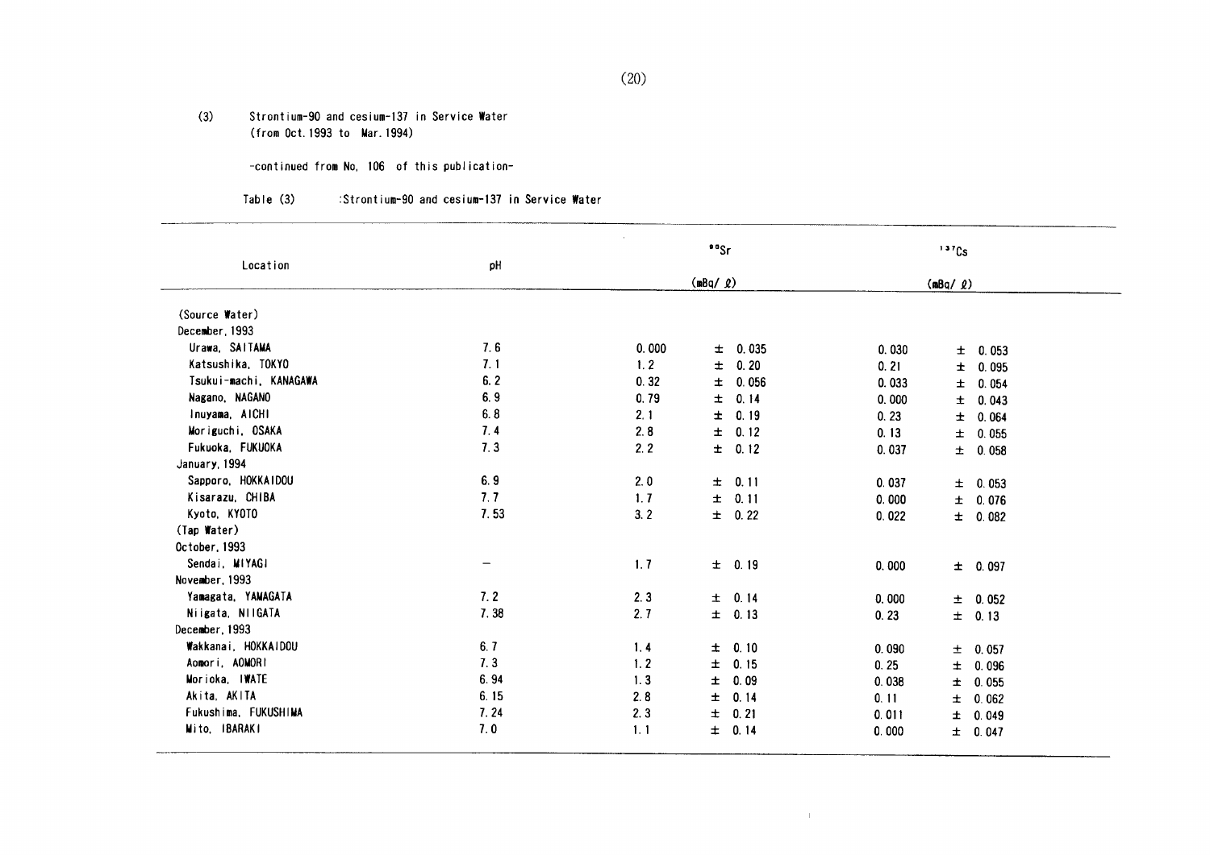(3) Strontium-90 and cesium-137 in Service Water
(from Oct. 1993 to Mar. 1994)

-continued from No. 106 of this publication-

Table (3) :Strontium-90 and cesium-137 in Service Water

| Location | pH | $^{90}Sr$ (mBq/ℓ) | | $^{137}Cs$ (mBq/ℓ) | |
|---|---|---|---|---|---|
| (Source Water) | | | | | |
| December, 1993 | | | | | |
| Urawa, SAITAMA | 7.6 | 0.000 | ± 0.035 | 0.030 | ± 0.053 |
| Katsushika, TOKYO | 7.1 | 1.2 | ± 0.20 | 0.21 | ± 0.095 |
| Tsukui-machi, KANAGAWA | 6.2 | 0.32 | ± 0.056 | 0.033 | ± 0.054 |
| Nagano, NAGANO | 6.9 | 0.79 | ± 0.14 | 0.000 | ± 0.043 |
| Inuyama, AICHI | 6.8 | 2.1 | ± 0.19 | 0.23 | ± 0.064 |
| Moriguchi, OSAKA | 7.4 | 2.8 | ± 0.12 | 0.13 | ± 0.055 |
| Fukuoka, FUKUOKA | 7.3 | 2.2 | ± 0.12 | 0.037 | ± 0.058 |
| January, 1994 | | | | | |
| Sapporo, HOKKAIDOU | 6.9 | 2.0 | ± 0.11 | 0.037 | ± 0.053 |
| Kisarazu, CHIBA | 7.7 | 1.7 | ± 0.11 | 0.000 | ± 0.076 |
| Kyoto, KYOTO | 7.53 | 3.2 | ± 0.22 | 0.022 | ± 0.082 |
| (Tap Water) | | | | | |
| October, 1993 | | | | | |
| Sendai, MIYAGI | － | 1.7 | ± 0.19 | 0.000 | ± 0.097 |
| November, 1993 | | | | | |
| Yamagata, YAMAGATA | 7.2 | 2.3 | ± 0.14 | 0.000 | ± 0.052 |
| Niigata, NIIGATA | 7.38 | 2.7 | ± 0.13 | 0.23 | ± 0.13 |
| December, 1993 | | | | | |
| Wakkanai, HOKKAIDOU | 6.7 | 1.4 | ± 0.10 | 0.090 | ± 0.057 |
| Aomori, AOMORI | 7.3 | 1.2 | ± 0.15 | 0.25 | ± 0.096 |
| Morioka, IWATE | 6.94 | 1.3 | ± 0.09 | 0.038 | ± 0.055 |
| Akita, AKITA | 6.15 | 2.8 | ± 0.14 | 0.11 | ± 0.062 |
| Fukushima, FUKUSHIMA | 7.24 | 2.3 | ± 0.21 | 0.011 | ± 0.049 |
| Mito, IBARAKI | 7.0 | 1.1 | ± 0.14 | 0.000 | ± 0.047 |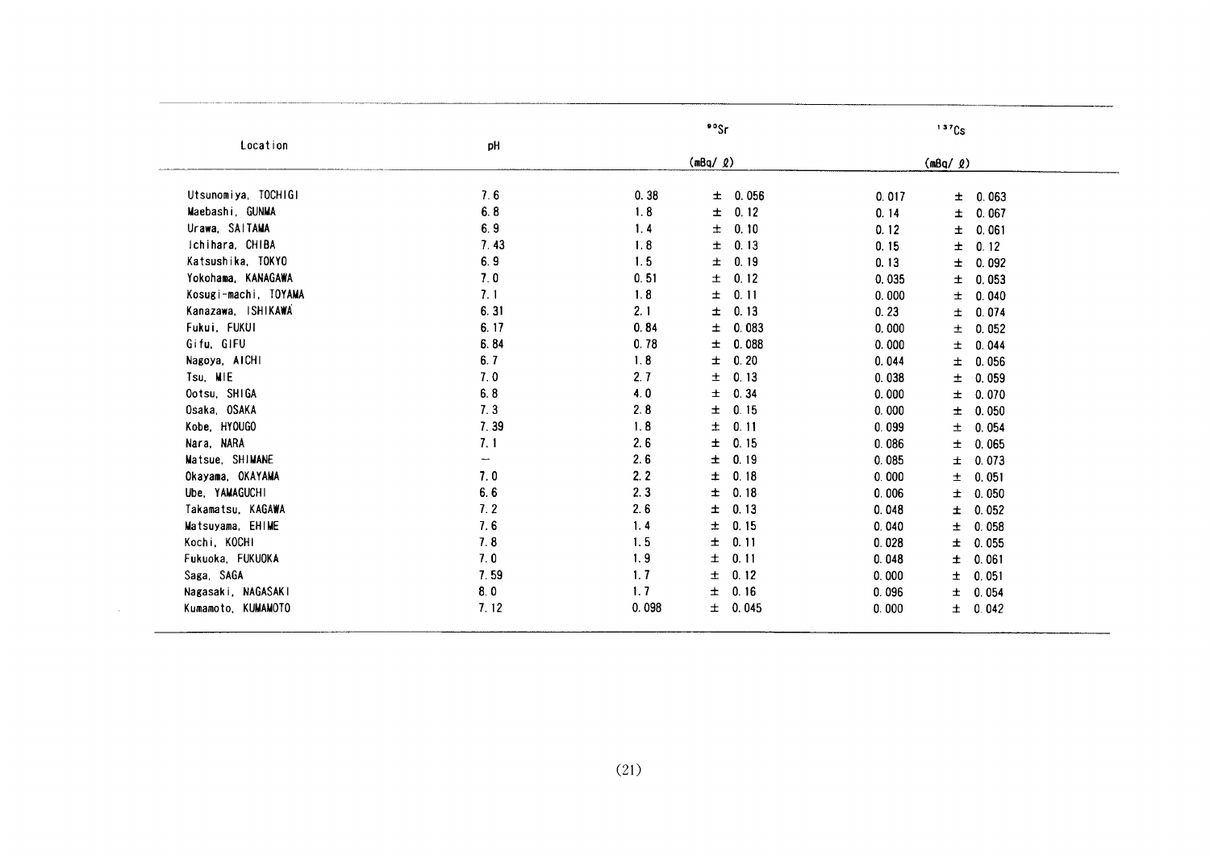| Location | pH | $^{90}Sr$ (mBq/ℓ) | $^{137}Cs$ (mBq/ℓ) |
|---|---|---|---|
| Utsunomiya, TOCHIGI | 7.6 | 0.38 ± 0.056 | 0.017 ± 0.063 |
| Maebashi, GUNMA | 6.8 | 1.8 ± 0.12 | 0.14 ± 0.067 |
| Urawa, SAITAMA | 6.9 | 1.4 ± 0.10 | 0.12 ± 0.061 |
| Ichihara, CHIBA | 7.43 | 1.8 ± 0.13 | 0.15 ± 0.12 |
| Katsushika, TOKYO | 6.9 | 1.5 ± 0.19 | 0.13 ± 0.092 |
| Yokohama, KANAGAWA | 7.0 | 0.51 ± 0.12 | 0.035 ± 0.053 |
| Kosugi-machi, TOYAMA | 7.1 | 1.8 ± 0.11 | 0.000 ± 0.040 |
| Kanazawa, ISHIKAWA | 6.31 | 2.1 ± 0.13 | 0.23 ± 0.074 |
| Fukui, FUKUI | 6.17 | 0.84 ± 0.083 | 0.000 ± 0.052 |
| Gifu, GIFU | 6.84 | 0.78 ± 0.088 | 0.000 ± 0.044 |
| Nagoya, AICHI | 6.7 | 1.8 ± 0.20 | 0.044 ± 0.056 |
| Tsu, MIE | 7.0 | 2.7 ± 0.13 | 0.038 ± 0.059 |
| Ootsu, SHIGA | 6.8 | 4.0 ± 0.34 | 0.000 ± 0.070 |
| Osaka, OSAKA | 7.3 | 2.8 ± 0.15 | 0.000 ± 0.050 |
| Kobe, HYOUGO | 7.39 | 1.8 ± 0.11 | 0.099 ± 0.054 |
| Nara, NARA | 7.1 | 2.6 ± 0.15 | 0.086 ± 0.065 |
| Matsue, SHIMANE | − | 2.6 ± 0.19 | 0.085 ± 0.073 |
| Okayama, OKAYAMA | 7.0 | 2.2 ± 0.18 | 0.000 ± 0.051 |
| Ube, YAMAGUCHI | 6.6 | 2.3 ± 0.18 | 0.006 ± 0.050 |
| Takamatsu, KAGAWA | 7.2 | 2.6 ± 0.13 | 0.048 ± 0.052 |
| Matsuyama, EHIME | 7.6 | 1.4 ± 0.15 | 0.040 ± 0.058 |
| Kochi, KOCHI | 7.8 | 1.5 ± 0.11 | 0.028 ± 0.055 |
| Fukuoka, FUKUOKA | 7.0 | 1.9 ± 0.11 | 0.048 ± 0.061 |
| Saga, SAGA | 7.59 | 1.7 ± 0.12 | 0.000 ± 0.051 |
| Nagasaki, NAGASAKI | 8.0 | 1.7 ± 0.16 | 0.096 ± 0.054 |
| Kumamoto, KUMAMOTO | 7.12 | 0.098 ± 0.045 | 0.000 ± 0.042 |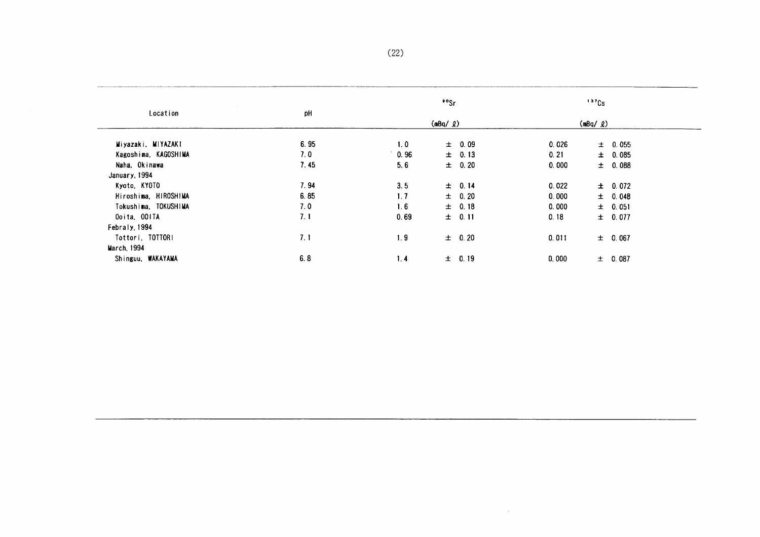| Location | pH | $^{90}Sr$ (mBq/ℓ) | | $^{137}Cs$ (mBq/ℓ) | |
|---|---|---|---|---|---|
| Miyazaki, MIYAZAKI | 6.95 | 1.0 | ± 0.09 | 0.026 | ± 0.055 |
| Kagoshima, KAGOSHIMA | 7.0 | 0.96 | ± 0.13 | 0.21 | ± 0.085 |
| Naha, Okinawa | 7.45 | 5.6 | ± 0.20 | 0.000 | ± 0.088 |
| January, 1994 | | | | | |
| Kyoto, KYOTO | 7.94 | 3.5 | ± 0.14 | 0.022 | ± 0.072 |
| Hiroshima, HIROSHIMA | 6.85 | 1.7 | ± 0.20 | 0.000 | ± 0.048 |
| Tokushima, TOKUSHIMA | 7.0 | 1.6 | ± 0.18 | 0.000 | ± 0.051 |
| Ooita, OOITA | 7.1 | 0.69 | ± 0.11 | 0.18 | ± 0.077 |
| Febraly, 1994 | | | | | |
| Tottori, TOTTORI | 7.1 | 1.9 | ± 0.20 | 0.011 | ± 0.067 |
| March, 1994 | | | | | |
| Shinguu, WAKAYAMA | 6.8 | 1.4 | ± 0.19 | 0.000 | ± 0.087 |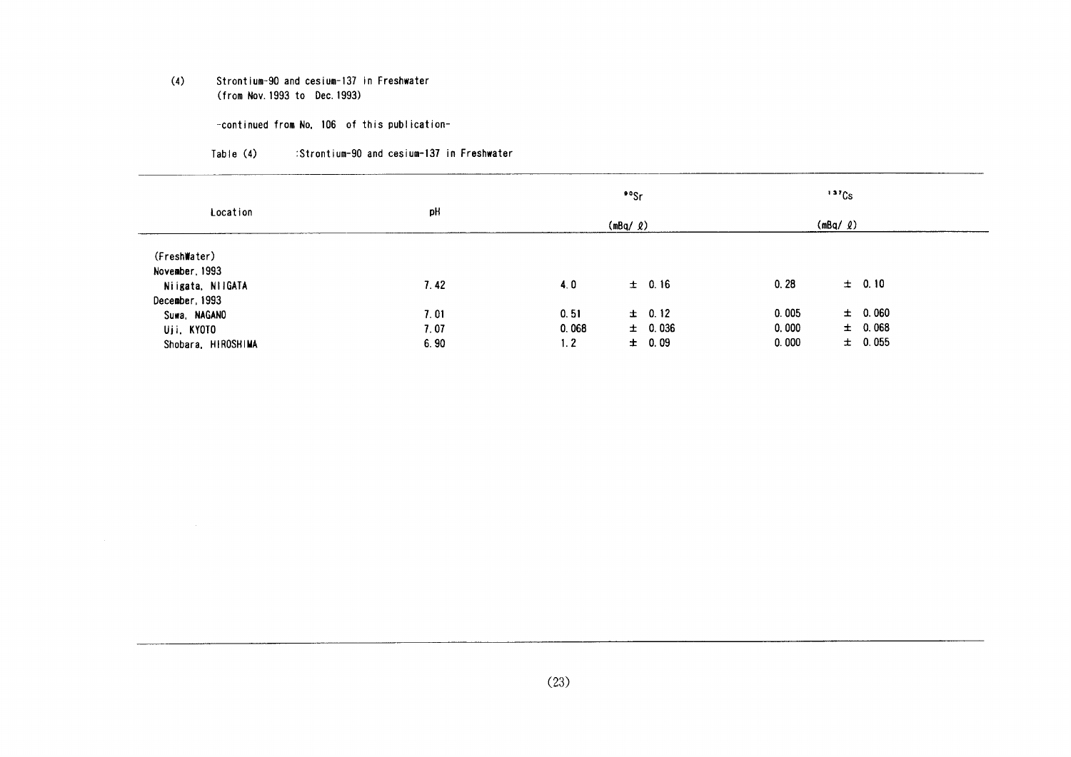(4) Strontium-90 and cesium-137 in Freshwater
(from Nov. 1993 to Dec. 1993)

-continued from No. 106 of this publication-

Table (4) :Strontium-90 and cesium-137 in Freshwater

| Location | pH | $^{90}Sr$ (mBq/ℓ) | $^{137}Cs$ (mBq/ℓ) |
|---|---|---|---|
| (FreshWater) | | | |
| November, 1993 | | | |
| Niigata, NIIGATA | 7.42 | 4.0 ± 0.16 | 0.28 ± 0.10 |
| December, 1993 | | | |
| Suwa, NAGANO | 7.01 | 0.51 ± 0.12 | 0.005 ± 0.060 |
| Uji, KYOTO | 7.07 | 0.068 ± 0.036 | 0.000 ± 0.068 |
| Shobara, HIROSHIMA | 6.90 | 1.2 ± 0.09 | 0.000 ± 0.055 |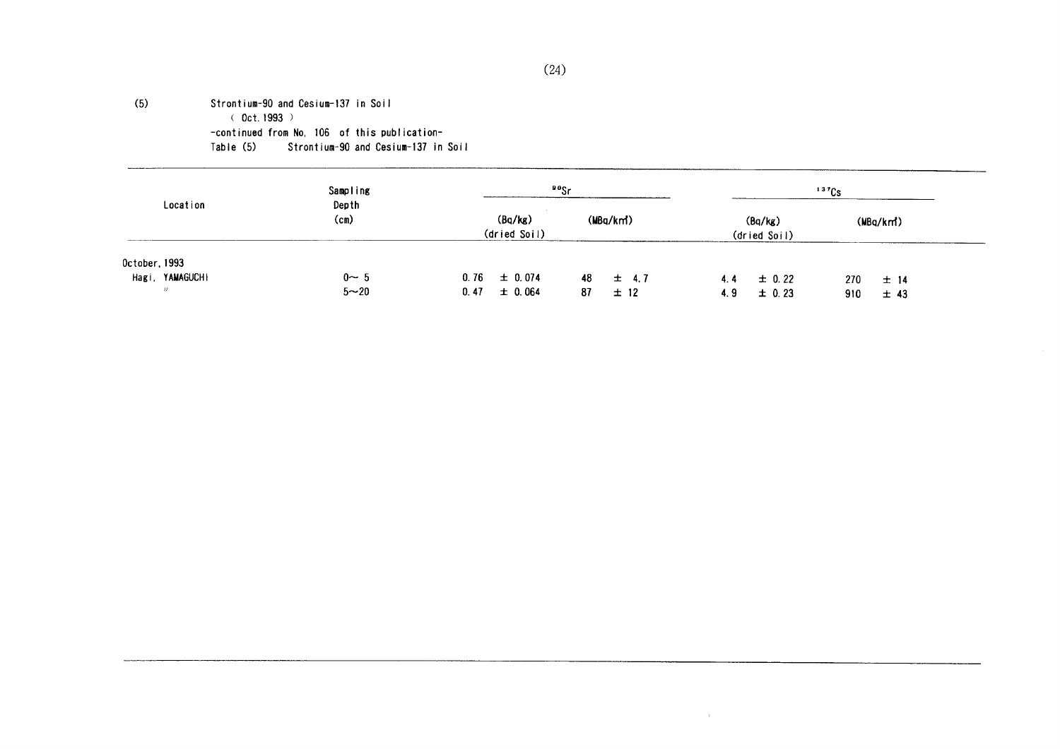(5) Strontium-90 and Cesium-137 in Soil

( Oct. 1993 )

-continued from No. 106 of this publication-

Table (5) Strontium-90 and Cesium-137 in Soil

| Location | Sampling Depth (cm) | $^{90}Sr$ | | $^{137}Cs$ | |
|---|---|---|---|---|---|
| | | (Bq/kg) (dried Soil) | (MBq/km²) | (Bq/kg) (dried Soil) | (MBq/km²) |
| October, 1993 | | | | | |
| Hagi, YAMAGUCHI | 0〜 5 | 0.76 ± 0.074 | 48 ± 4.7 | 4.4 ± 0.22 | 270 ± 14 |
| 〃 | 5〜20 | 0.47 ± 0.064 | 87 ± 12 | 4.9 ± 0.23 | 910 ± 43 |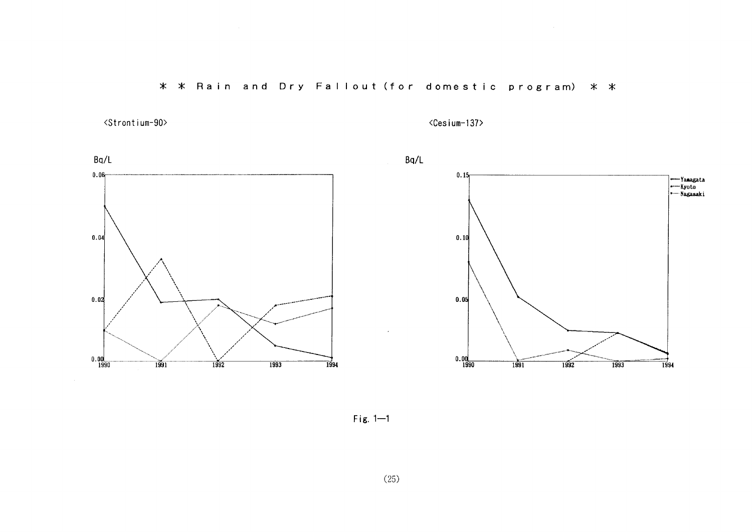＊ ＊ Rain and Dry Fallout (for domestic program) ＊ ＊

<Strontium-90>

Bq/L

0.06

0.04

0.02

0.00

1990 1991 1992 1993 1994

<Cesium-137>

Bq/L

0.15

0.10

0.05

0.00

1990 1991 1992 1993 1994

Yamagata
Kyoto
Nagasaki

Fig. 1—1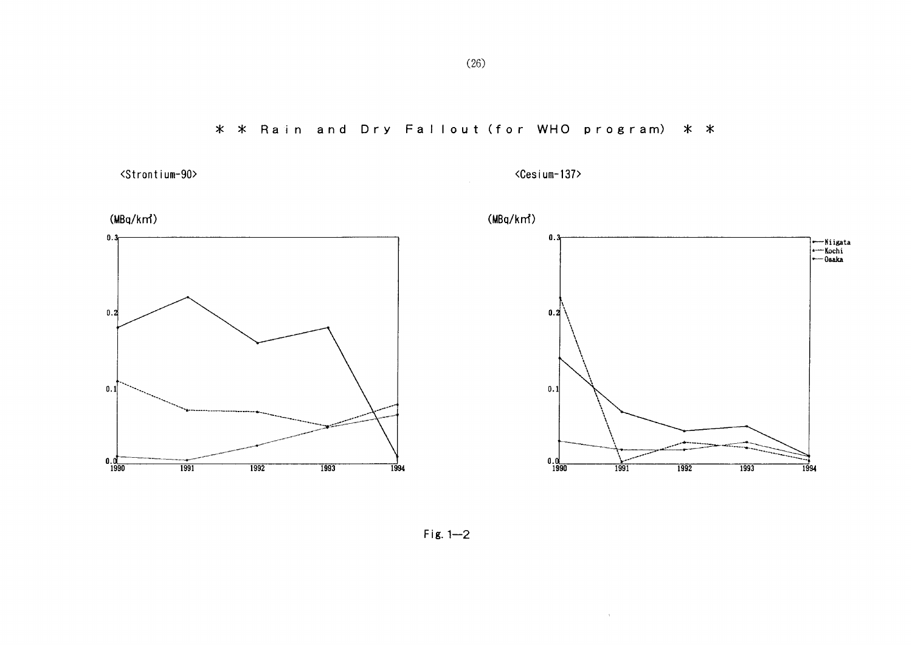# ＊＊ Rain and Dry Fallout (for WHO program) ＊＊

<Strontium-90>

(MBq/km²)

0.3
0.2
0.1
0.0

1990 1991 1992 1993 1994

<Cesium-137>

(MBq/km²)

0.3
0.2
0.1
0.0

1990 1991 1992 1993 1994

- Niigata
- Kochi
- Osaka

Fig. 1—2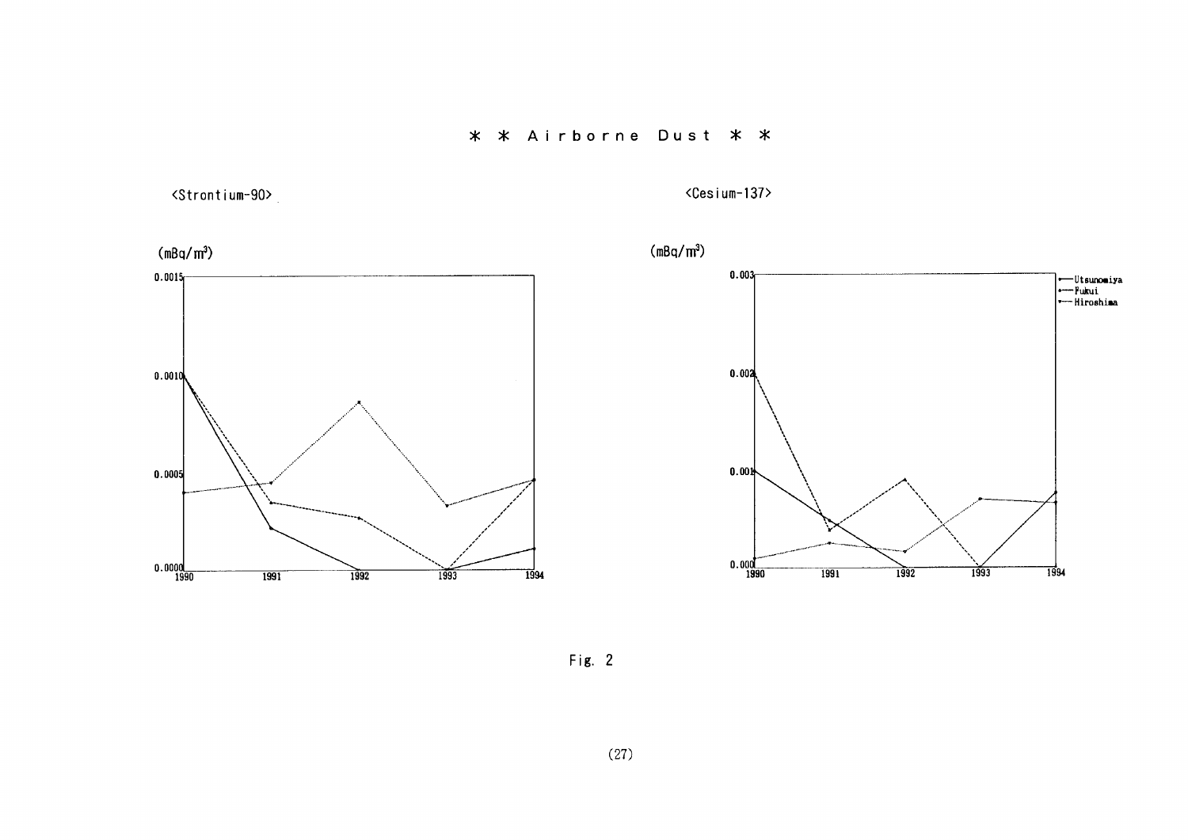# * * Airborne Dust * *

<Strontium-90>

(mBq/m³)

0.0015

0.0010

0.0005

0.0000

1990 1991 1992 1993 1994

<Cesium-137>

(mBq/m³)

0.003

0.002

0.001

0.000

1990 1991 1992 1993 1994

Utsunomiya
Fukui
Hiroshima

Fig. 2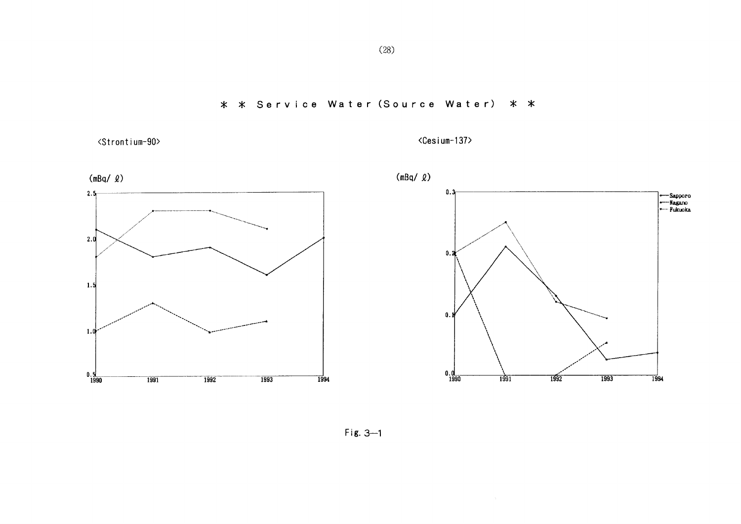# ＊ ＊ Service Water (Source Water) ＊ ＊

<Strontium-90>

(mBq/ ℓ)

2.5
2.0
1.5
1.0
0.5

1990 1991 1992 1993 1994

<Cesium-137>

(mBq/ ℓ)

0.3
0.2
0.1
0.0

1990 1991 1992 1993 1994

Sapporo
Nagano
Fukuoka

Fig. 3—1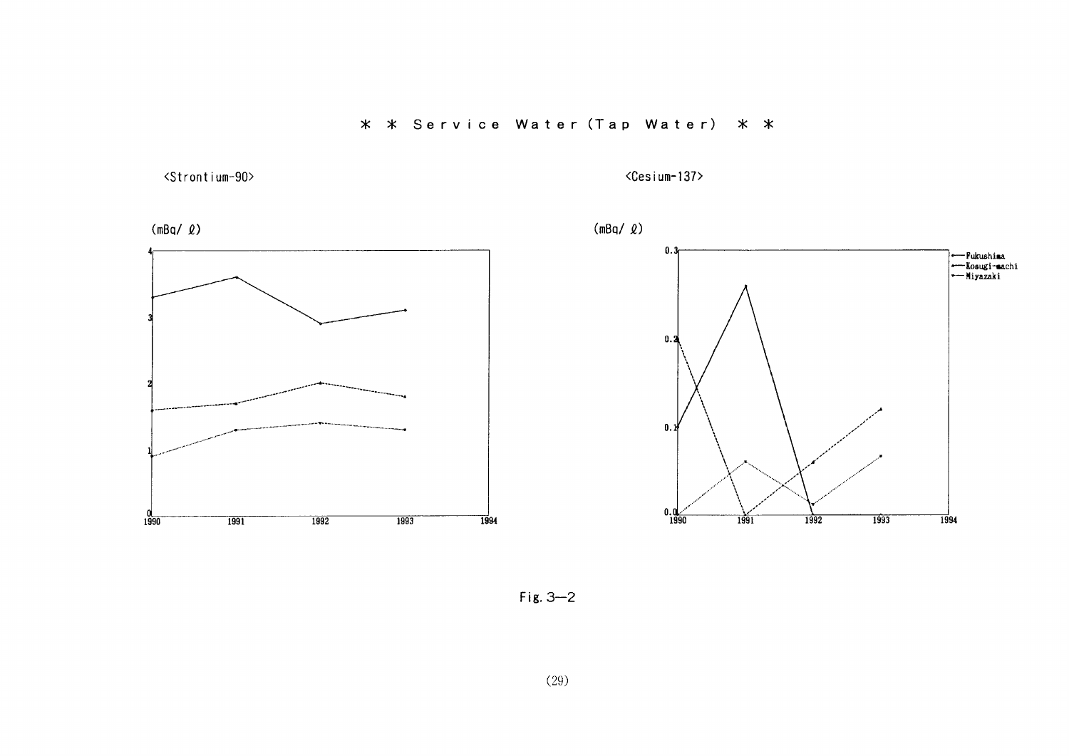# ＊ ＊ Service Water (Tap Water) ＊ ＊

<Strontium-90>

(mBq/ ℓ)

<Cesium-137>

(mBq/ ℓ)

Fukushima
Kosugi-machi
Miyazaki

Fig. 3—2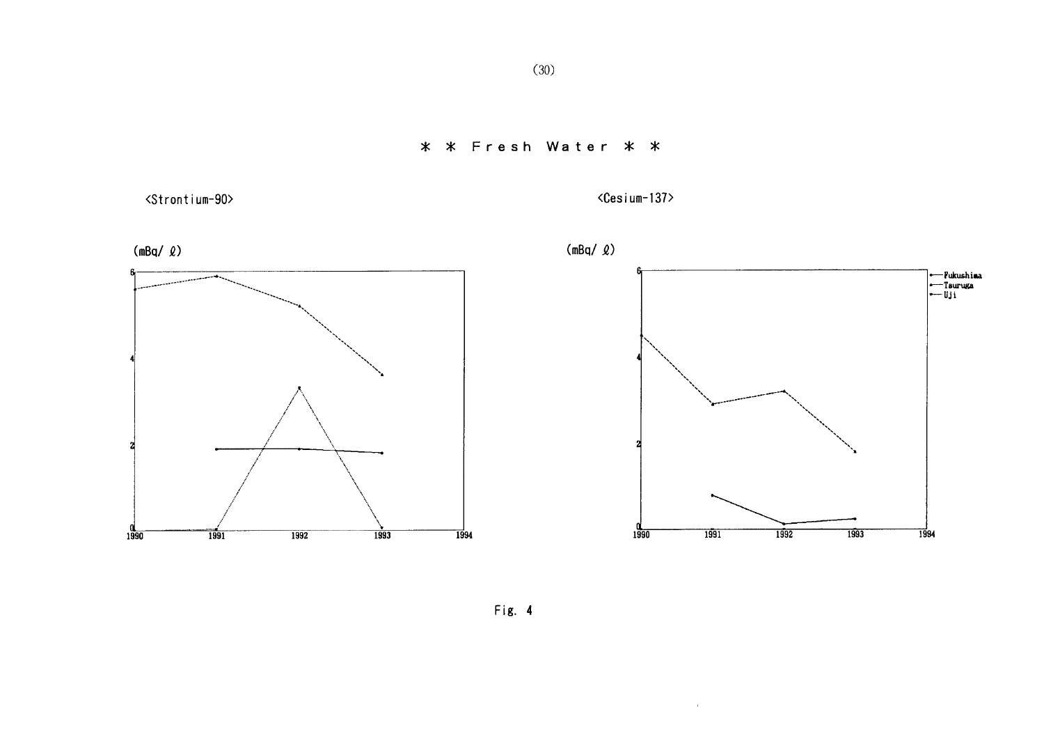# ＊ ＊ Fresh Water ＊ ＊

<Strontium-90>

(mBq/ ℓ)

6
4
2
0
1990 1991 1992 1993 1994

<Cesium-137>

(mBq/ ℓ)

6
4
2
0
1990 1991 1992 1993 1994

Fukushima
Tsuruga
Uji

Fig. 4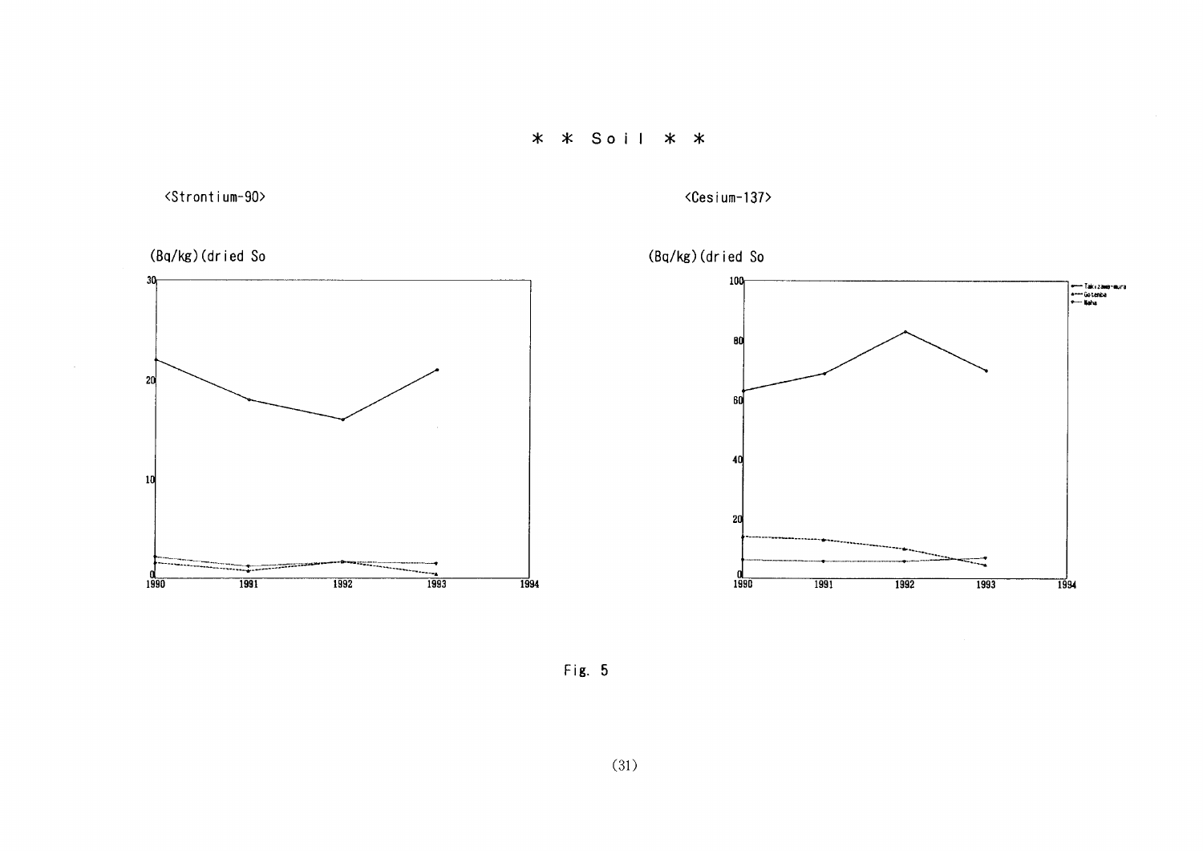# ＊ ＊ Soil ＊ ＊

<Strontium-90>

(Bq/kg)(dried So

<Cesium-137>

(Bq/kg)(dried So

Takizawa-mura
Gotemba
Naha

Fig. 5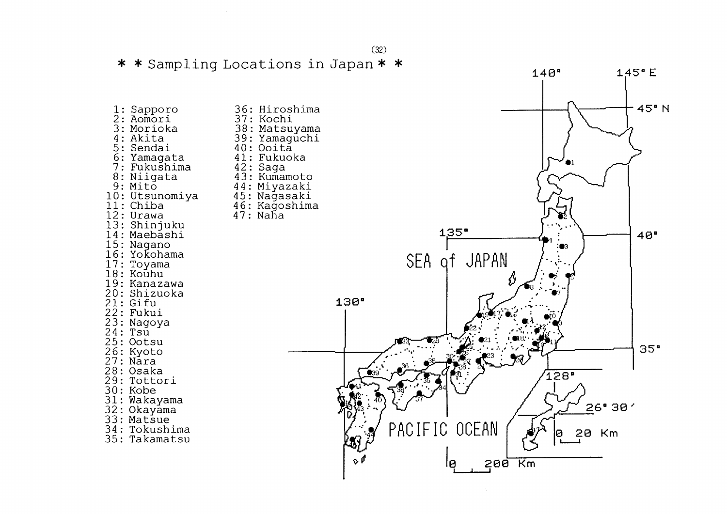# * * Sampling Locations in Japan * *

1: Sapporo
2: Aomori
3: Morioka
4: Akita
5: Sendai
6: Yamagata
7: Fukushima
8: Niigata
9: Mito
10: Utsunomiya
11: Chiba
12: Urawa
13: Shinjuku
14: Maebashi
15: Nagano
16: Yokohama
17: Toyama
18: Kouhu
19: Kanazawa
20: Shizuoka
21: Gifu
22: Fukui
23: Nagoya
24: Tsu
25: Ootsu
26: Kyoto
27: Nara
28: Osaka
29: Tottori
30: Kobe
31: Wakayama
32: Okayama
33: Matsue
34: Tokushima
35: Takamatsu
36: Hiroshima
37: Kochi
38: Matsuyama
39: Yamaguchi
40: Ooita
41: Fukuoka
42: Saga
43: Kumamoto
44: Miyazaki
45: Nagasaki
46: Kagoshima
47: Naha

140°
145° E
45° N
40°
135°
SEA of JAPAN
130°
35°
128°
26° 30′
PACIFIC OCEAN
0 20 Km
0 200 Km